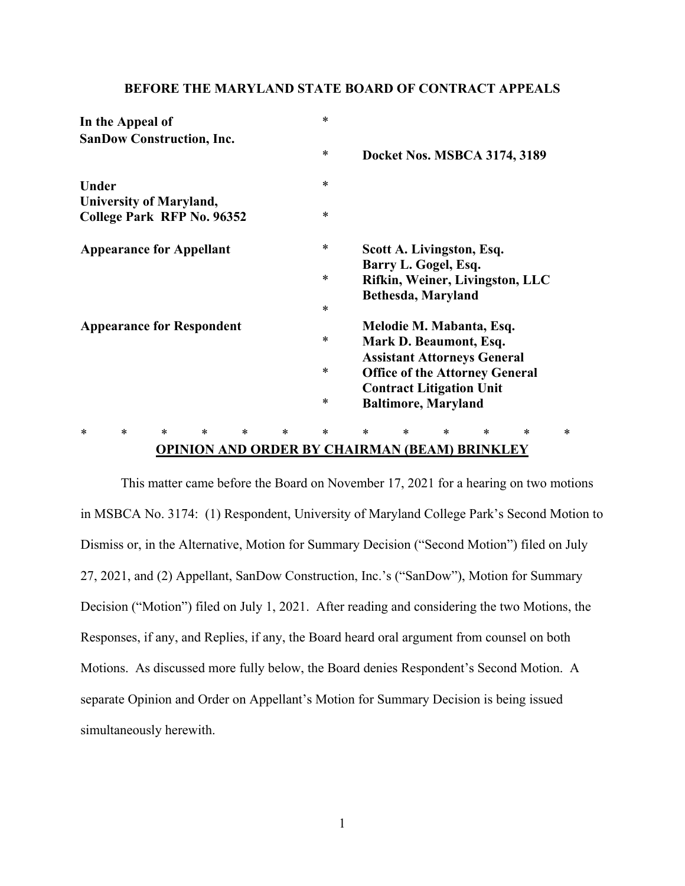**BEFORE THE MARYLAND STATE BOARD OF CONTRACT APPEALS**

| | | |
|---|---|---|
| **In the Appeal of** | * | |
| **SanDow Construction, Inc.** | * | **Docket Nos. MSBCA 3174, 3189** |
| **Under** | * | |
| **University of Maryland,** | | |
| **College Park RFP No. 96352** | * | |
| **Appearance for Appellant** | * | **Scott A. Livingston, Esq.** |
| | | **Barry L. Gogel, Esq.** |
| | * | **Rifkin, Weiner, Livingston, LLC** |
| | | **Bethesda, Maryland** |
| | * | |
| **Appearance for Respondent** | | **Melodie M. Mabanta, Esq.** |
| | * | **Mark D. Beaumont, Esq.** |
| | | **Assistant Attorneys General** |
| | * | **Office of the Attorney General** |
| | | **Contract Litigation Unit** |
| | * | **Baltimore, Maryland** |

\* \* \* \* \* \* \* \* \* \* \* \* \*

**OPINION AND ORDER BY CHAIRMAN (BEAM) BRINKLEY**

This matter came before the Board on November 17, 2021 for a hearing on two motions in MSBCA No. 3174: (1) Respondent, University of Maryland College Park's Second Motion to Dismiss or, in the Alternative, Motion for Summary Decision ("Second Motion") filed on July 27, 2021, and (2) Appellant, SanDow Construction, Inc.'s ("SanDow"), Motion for Summary Decision ("Motion") filed on July 1, 2021. After reading and considering the two Motions, the Responses, if any, and Replies, if any, the Board heard oral argument from counsel on both Motions. As discussed more fully below, the Board denies Respondent's Second Motion. A separate Opinion and Order on Appellant's Motion for Summary Decision is being issued simultaneously herewith.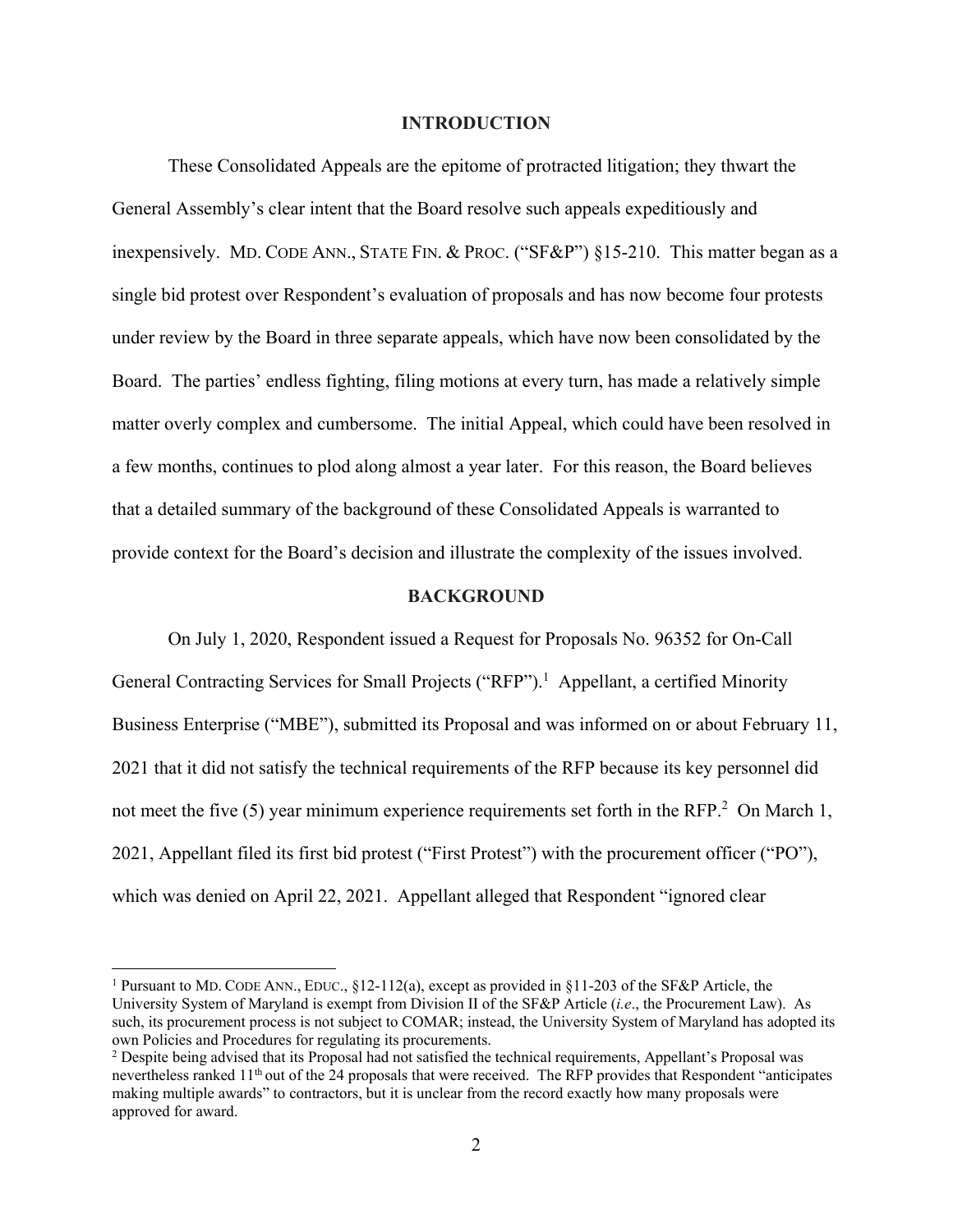## INTRODUCTION

These Consolidated Appeals are the epitome of protracted litigation; they thwart the General Assembly's clear intent that the Board resolve such appeals expeditiously and inexpensively. MD. CODE ANN., STATE FIN. & PROC. ("SF&P") §15-210. This matter began as a single bid protest over Respondent's evaluation of proposals and has now become four protests under review by the Board in three separate appeals, which have now been consolidated by the Board. The parties' endless fighting, filing motions at every turn, has made a relatively simple matter overly complex and cumbersome. The initial Appeal, which could have been resolved in a few months, continues to plod along almost a year later. For this reason, the Board believes that a detailed summary of the background of these Consolidated Appeals is warranted to provide context for the Board's decision and illustrate the complexity of the issues involved.

## BACKGROUND

On July 1, 2020, Respondent issued a Request for Proposals No. 96352 for On-Call General Contracting Services for Small Projects ("RFP").[1] Appellant, a certified Minority Business Enterprise ("MBE"), submitted its Proposal and was informed on or about February 11, 2021 that it did not satisfy the technical requirements of the RFP because its key personnel did not meet the five (5) year minimum experience requirements set forth in the RFP.[2] On March 1, 2021, Appellant filed its first bid protest ("First Protest") with the procurement officer ("PO"), which was denied on April 22, 2021. Appellant alleged that Respondent "ignored clear

[1] Pursuant to MD. CODE ANN., EDUC., §12-112(a), except as provided in §11-203 of the SF&P Article, the University System of Maryland is exempt from Division II of the SF&P Article (*i.e*., the Procurement Law). As such, its procurement process is not subject to COMAR; instead, the University System of Maryland has adopted its own Policies and Procedures for regulating its procurements.

[2] Despite being advised that its Proposal had not satisfied the technical requirements, Appellant's Proposal was nevertheless ranked 11th out of the 24 proposals that were received. The RFP provides that Respondent "anticipates making multiple awards" to contractors, but it is unclear from the record exactly how many proposals were approved for award.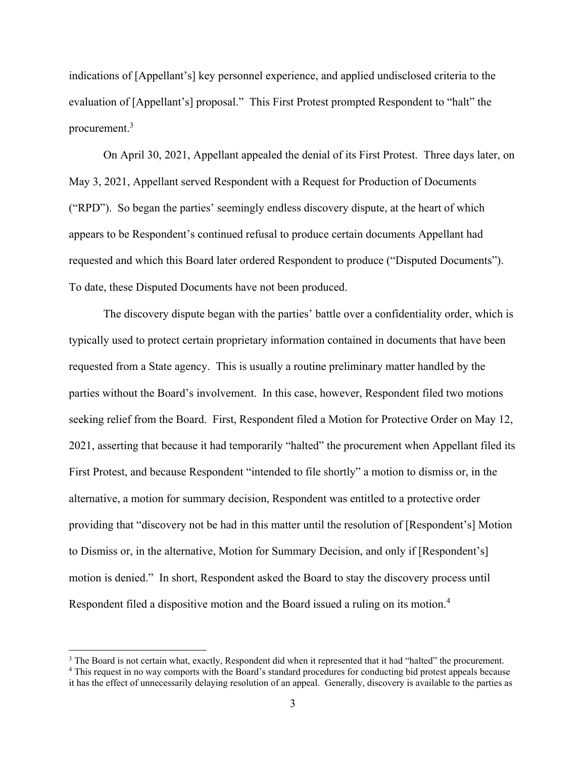indications of [Appellant's] key personnel experience, and applied undisclosed criteria to the evaluation of [Appellant's] proposal." This First Protest prompted Respondent to "halt" the procurement.[3]

On April 30, 2021, Appellant appealed the denial of its First Protest. Three days later, on May 3, 2021, Appellant served Respondent with a Request for Production of Documents ("RPD"). So began the parties' seemingly endless discovery dispute, at the heart of which appears to be Respondent's continued refusal to produce certain documents Appellant had requested and which this Board later ordered Respondent to produce ("Disputed Documents"). To date, these Disputed Documents have not been produced.

The discovery dispute began with the parties' battle over a confidentiality order, which is typically used to protect certain proprietary information contained in documents that have been requested from a State agency. This is usually a routine preliminary matter handled by the parties without the Board's involvement. In this case, however, Respondent filed two motions seeking relief from the Board. First, Respondent filed a Motion for Protective Order on May 12, 2021, asserting that because it had temporarily "halted" the procurement when Appellant filed its First Protest, and because Respondent "intended to file shortly" a motion to dismiss or, in the alternative, a motion for summary decision, Respondent was entitled to a protective order providing that "discovery not be had in this matter until the resolution of [Respondent's] Motion to Dismiss or, in the alternative, Motion for Summary Decision, and only if [Respondent's] motion is denied." In short, Respondent asked the Board to stay the discovery process until Respondent filed a dispositive motion and the Board issued a ruling on its motion.[4]

---

[3] The Board is not certain what, exactly, Respondent did when it represented that it had "halted" the procurement.

[4] This request in no way comports with the Board's standard procedures for conducting bid protest appeals because it has the effect of unnecessarily delaying resolution of an appeal. Generally, discovery is available to the parties as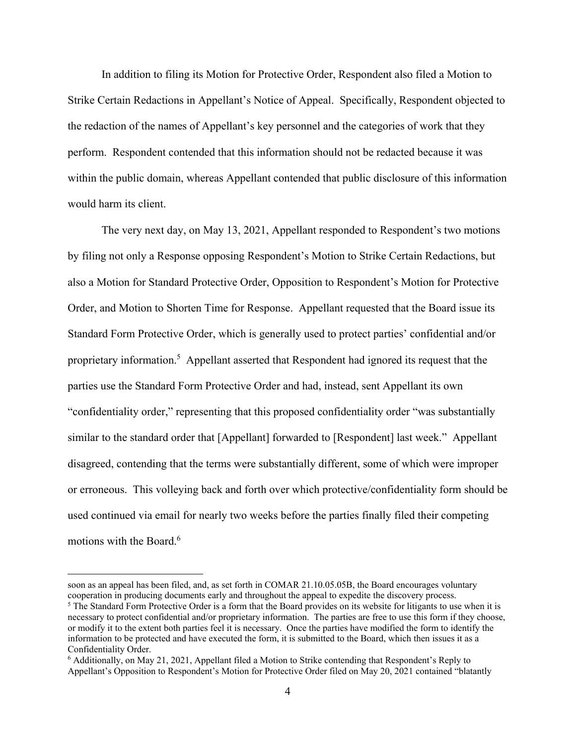In addition to filing its Motion for Protective Order, Respondent also filed a Motion to Strike Certain Redactions in Appellant's Notice of Appeal. Specifically, Respondent objected to the redaction of the names of Appellant's key personnel and the categories of work that they perform. Respondent contended that this information should not be redacted because it was within the public domain, whereas Appellant contended that public disclosure of this information would harm its client.

The very next day, on May 13, 2021, Appellant responded to Respondent's two motions by filing not only a Response opposing Respondent's Motion to Strike Certain Redactions, but also a Motion for Standard Protective Order, Opposition to Respondent's Motion for Protective Order, and Motion to Shorten Time for Response. Appellant requested that the Board issue its Standard Form Protective Order, which is generally used to protect parties' confidential and/or proprietary information.[5] Appellant asserted that Respondent had ignored its request that the parties use the Standard Form Protective Order and had, instead, sent Appellant its own "confidentiality order," representing that this proposed confidentiality order "was substantially similar to the standard order that [Appellant] forwarded to [Respondent] last week." Appellant disagreed, contending that the terms were substantially different, some of which were improper or erroneous. This volleying back and forth over which protective/confidentiality form should be used continued via email for nearly two weeks before the parties finally filed their competing motions with the Board.[6]

---

soon as an appeal has been filed, and, as set forth in COMAR 21.10.05.05B, the Board encourages voluntary cooperation in producing documents early and throughout the appeal to expedite the discovery process.

[5] The Standard Form Protective Order is a form that the Board provides on its website for litigants to use when it is necessary to protect confidential and/or proprietary information. The parties are free to use this form if they choose, or modify it to the extent both parties feel it is necessary. Once the parties have modified the form to identify the information to be protected and have executed the form, it is submitted to the Board, which then issues it as a Confidentiality Order.

[6] Additionally, on May 21, 2021, Appellant filed a Motion to Strike contending that Respondent's Reply to Appellant's Opposition to Respondent's Motion for Protective Order filed on May 20, 2021 contained "blatantly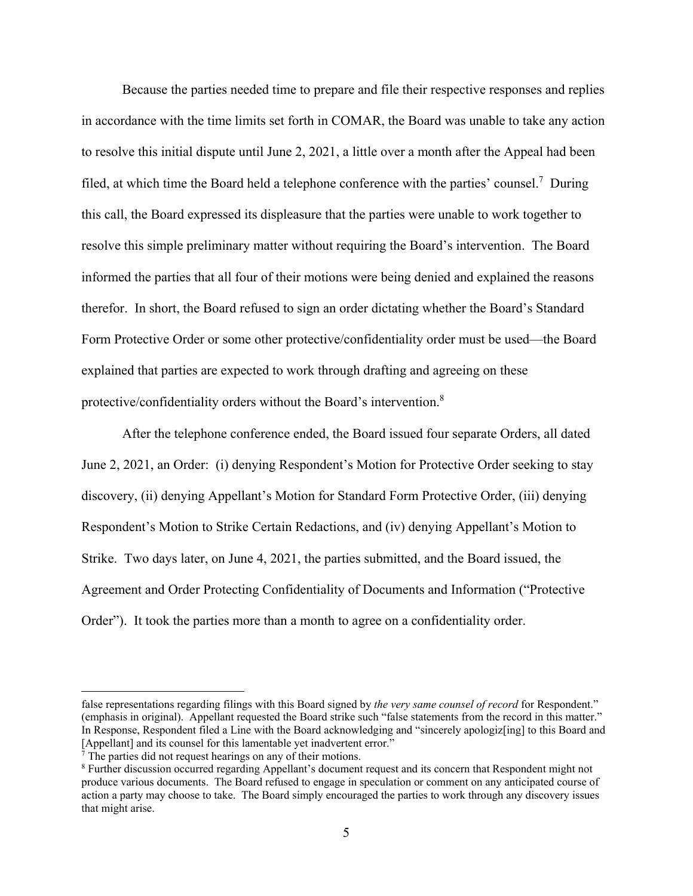Because the parties needed time to prepare and file their respective responses and replies in accordance with the time limits set forth in COMAR, the Board was unable to take any action to resolve this initial dispute until June 2, 2021, a little over a month after the Appeal had been filed, at which time the Board held a telephone conference with the parties' counsel.[7] During this call, the Board expressed its displeasure that the parties were unable to work together to resolve this simple preliminary matter without requiring the Board's intervention. The Board informed the parties that all four of their motions were being denied and explained the reasons therefor. In short, the Board refused to sign an order dictating whether the Board's Standard Form Protective Order or some other protective/confidentiality order must be used—the Board explained that parties are expected to work through drafting and agreeing on these protective/confidentiality orders without the Board's intervention.[8]

After the telephone conference ended, the Board issued four separate Orders, all dated June 2, 2021, an Order: (i) denying Respondent's Motion for Protective Order seeking to stay discovery, (ii) denying Appellant's Motion for Standard Form Protective Order, (iii) denying Respondent's Motion to Strike Certain Redactions, and (iv) denying Appellant's Motion to Strike. Two days later, on June 4, 2021, the parties submitted, and the Board issued, the Agreement and Order Protecting Confidentiality of Documents and Information ("Protective Order"). It took the parties more than a month to agree on a confidentiality order.

---

false representations regarding filings with this Board signed by *the very same counsel of record* for Respondent." (emphasis in original). Appellant requested the Board strike such "false statements from the record in this matter." In Response, Respondent filed a Line with the Board acknowledging and "sincerely apologiz[ing] to this Board and [Appellant] and its counsel for this lamentable yet inadvertent error."

[7] The parties did not request hearings on any of their motions.

[8] Further discussion occurred regarding Appellant's document request and its concern that Respondent might not produce various documents. The Board refused to engage in speculation or comment on any anticipated course of action a party may choose to take. The Board simply encouraged the parties to work through any discovery issues that might arise.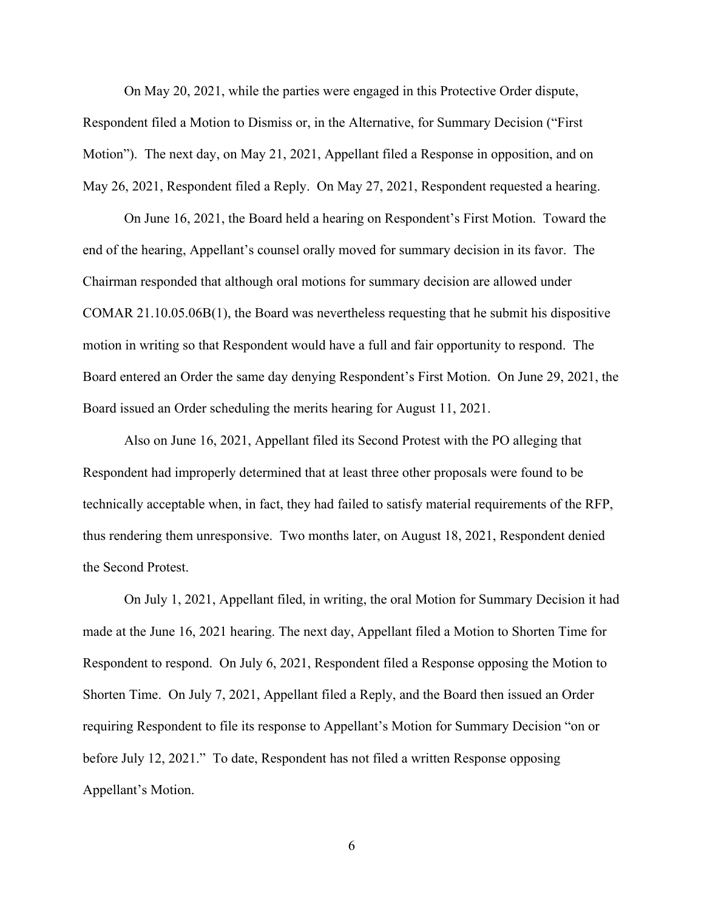On May 20, 2021, while the parties were engaged in this Protective Order dispute, Respondent filed a Motion to Dismiss or, in the Alternative, for Summary Decision ("First Motion"). The next day, on May 21, 2021, Appellant filed a Response in opposition, and on May 26, 2021, Respondent filed a Reply. On May 27, 2021, Respondent requested a hearing.

On June 16, 2021, the Board held a hearing on Respondent's First Motion. Toward the end of the hearing, Appellant's counsel orally moved for summary decision in its favor. The Chairman responded that although oral motions for summary decision are allowed under COMAR 21.10.05.06B(1), the Board was nevertheless requesting that he submit his dispositive motion in writing so that Respondent would have a full and fair opportunity to respond. The Board entered an Order the same day denying Respondent's First Motion. On June 29, 2021, the Board issued an Order scheduling the merits hearing for August 11, 2021.

Also on June 16, 2021, Appellant filed its Second Protest with the PO alleging that Respondent had improperly determined that at least three other proposals were found to be technically acceptable when, in fact, they had failed to satisfy material requirements of the RFP, thus rendering them unresponsive. Two months later, on August 18, 2021, Respondent denied the Second Protest.

On July 1, 2021, Appellant filed, in writing, the oral Motion for Summary Decision it had made at the June 16, 2021 hearing. The next day, Appellant filed a Motion to Shorten Time for Respondent to respond. On July 6, 2021, Respondent filed a Response opposing the Motion to Shorten Time. On July 7, 2021, Appellant filed a Reply, and the Board then issued an Order requiring Respondent to file its response to Appellant's Motion for Summary Decision "on or before July 12, 2021." To date, Respondent has not filed a written Response opposing Appellant's Motion.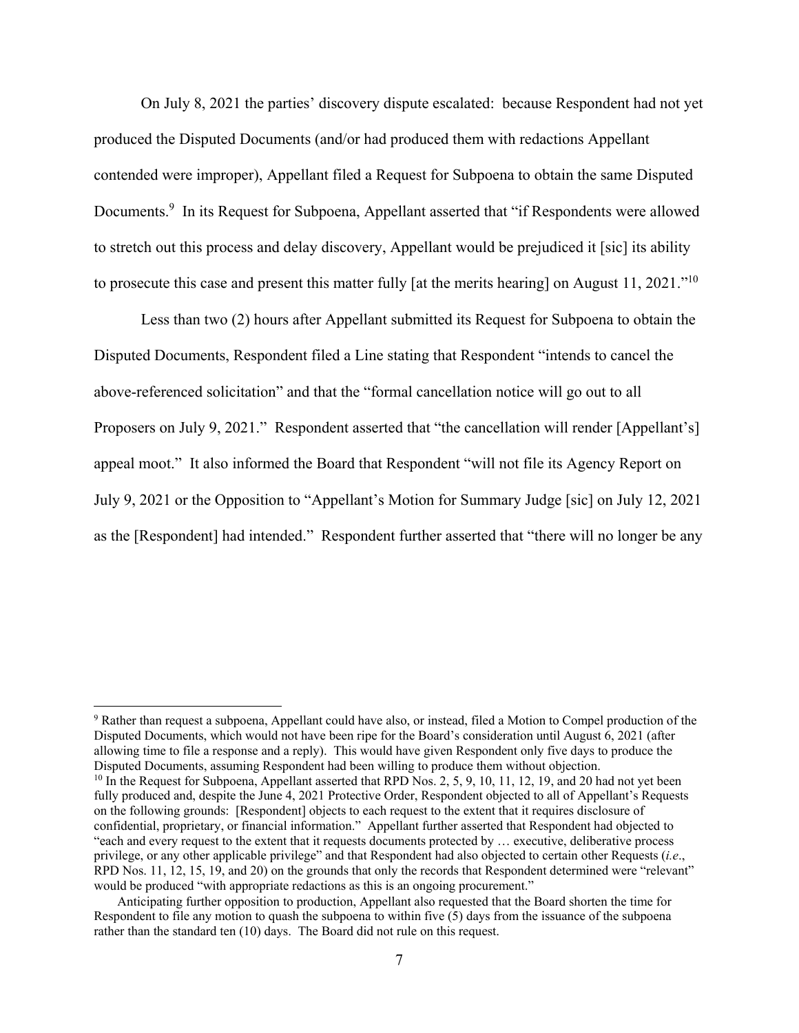On July 8, 2021 the parties' discovery dispute escalated: because Respondent had not yet produced the Disputed Documents (and/or had produced them with redactions Appellant contended were improper), Appellant filed a Request for Subpoena to obtain the same Disputed Documents.[9] In its Request for Subpoena, Appellant asserted that "if Respondents were allowed to stretch out this process and delay discovery, Appellant would be prejudiced it [sic] its ability to prosecute this case and present this matter fully [at the merits hearing] on August 11, 2021."[10]

Less than two (2) hours after Appellant submitted its Request for Subpoena to obtain the Disputed Documents, Respondent filed a Line stating that Respondent "intends to cancel the above-referenced solicitation" and that the "formal cancellation notice will go out to all Proposers on July 9, 2021." Respondent asserted that "the cancellation will render [Appellant's] appeal moot." It also informed the Board that Respondent "will not file its Agency Report on July 9, 2021 or the Opposition to "Appellant's Motion for Summary Judge [sic] on July 12, 2021 as the [Respondent] had intended." Respondent further asserted that "there will no longer be any

---

[9] Rather than request a subpoena, Appellant could have also, or instead, filed a Motion to Compel production of the Disputed Documents, which would not have been ripe for the Board's consideration until August 6, 2021 (after allowing time to file a response and a reply). This would have given Respondent only five days to produce the Disputed Documents, assuming Respondent had been willing to produce them without objection.

[10] In the Request for Subpoena, Appellant asserted that RPD Nos. 2, 5, 9, 10, 11, 12, 19, and 20 had not yet been fully produced and, despite the June 4, 2021 Protective Order, Respondent objected to all of Appellant's Requests on the following grounds: [Respondent] objects to each request to the extent that it requires disclosure of confidential, proprietary, or financial information." Appellant further asserted that Respondent had objected to "each and every request to the extent that it requests documents protected by … executive, deliberative process privilege, or any other applicable privilege" and that Respondent had also objected to certain other Requests (*i.e*., RPD Nos. 11, 12, 15, 19, and 20) on the grounds that only the records that Respondent determined were "relevant" would be produced "with appropriate redactions as this is an ongoing procurement."

Anticipating further opposition to production, Appellant also requested that the Board shorten the time for Respondent to file any motion to quash the subpoena to within five (5) days from the issuance of the subpoena rather than the standard ten (10) days. The Board did not rule on this request.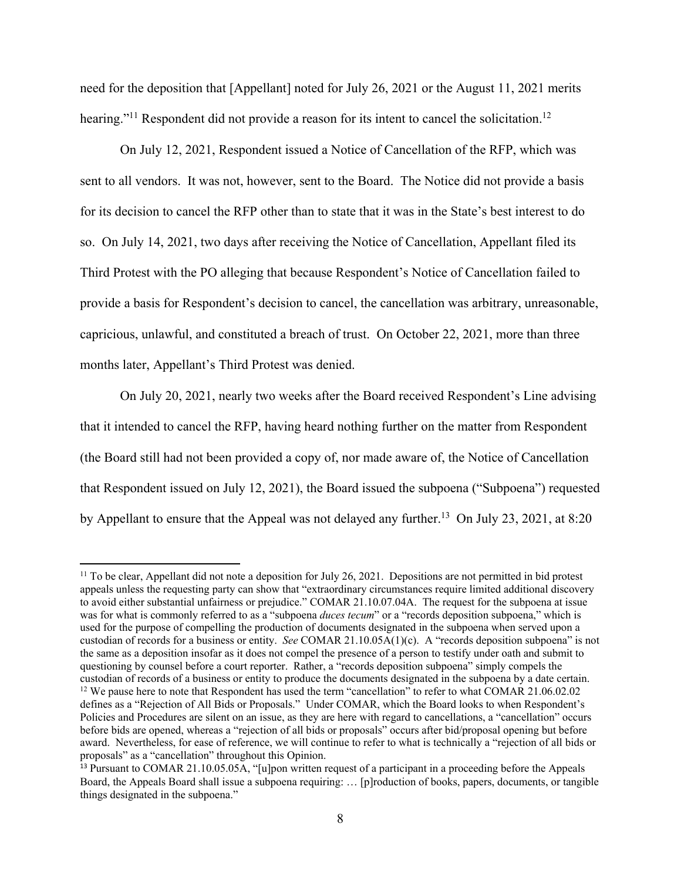need for the deposition that [Appellant] noted for July 26, 2021 or the August 11, 2021 merits hearing."[11] Respondent did not provide a reason for its intent to cancel the solicitation.[12]

On July 12, 2021, Respondent issued a Notice of Cancellation of the RFP, which was sent to all vendors. It was not, however, sent to the Board. The Notice did not provide a basis for its decision to cancel the RFP other than to state that it was in the State's best interest to do so. On July 14, 2021, two days after receiving the Notice of Cancellation, Appellant filed its Third Protest with the PO alleging that because Respondent's Notice of Cancellation failed to provide a basis for Respondent's decision to cancel, the cancellation was arbitrary, unreasonable, capricious, unlawful, and constituted a breach of trust. On October 22, 2021, more than three months later, Appellant's Third Protest was denied.

On July 20, 2021, nearly two weeks after the Board received Respondent's Line advising that it intended to cancel the RFP, having heard nothing further on the matter from Respondent (the Board still had not been provided a copy of, nor made aware of, the Notice of Cancellation that Respondent issued on July 12, 2021), the Board issued the subpoena ("Subpoena") requested by Appellant to ensure that the Appeal was not delayed any further.[13] On July 23, 2021, at 8:20

---

[11] To be clear, Appellant did not note a deposition for July 26, 2021. Depositions are not permitted in bid protest appeals unless the requesting party can show that "extraordinary circumstances require limited additional discovery to avoid either substantial unfairness or prejudice." COMAR 21.10.07.04A. The request for the subpoena at issue was for what is commonly referred to as a "subpoena *duces tecum*" or a "records deposition subpoena," which is used for the purpose of compelling the production of documents designated in the subpoena when served upon a custodian of records for a business or entity. *See* COMAR 21.10.05A(1)(c). A "records deposition subpoena" is not the same as a deposition insofar as it does not compel the presence of a person to testify under oath and submit to questioning by counsel before a court reporter. Rather, a "records deposition subpoena" simply compels the custodian of records of a business or entity to produce the documents designated in the subpoena by a date certain.

[12] We pause here to note that Respondent has used the term "cancellation" to refer to what COMAR 21.06.02.02 defines as a "Rejection of All Bids or Proposals." Under COMAR, which the Board looks to when Respondent's Policies and Procedures are silent on an issue, as they are here with regard to cancellations, a "cancellation" occurs before bids are opened, whereas a "rejection of all bids or proposals" occurs after bid/proposal opening but before award. Nevertheless, for ease of reference, we will continue to refer to what is technically a "rejection of all bids or proposals" as a "cancellation" throughout this Opinion.

[13] Pursuant to COMAR 21.10.05.05A, "[u]pon written request of a participant in a proceeding before the Appeals Board, the Appeals Board shall issue a subpoena requiring: … [p]roduction of books, papers, documents, or tangible things designated in the subpoena."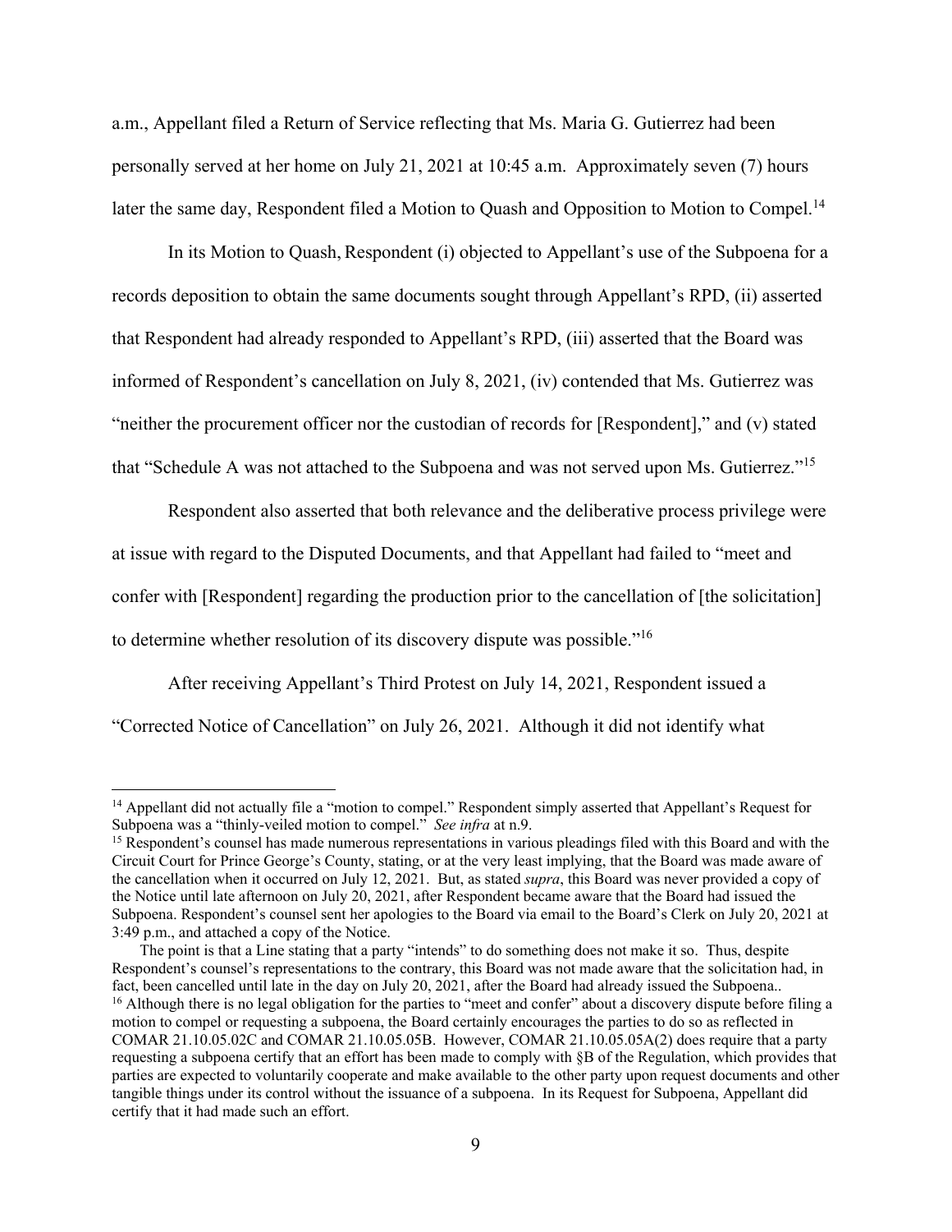a.m., Appellant filed a Return of Service reflecting that Ms. Maria G. Gutierrez had been personally served at her home on July 21, 2021 at 10:45 a.m. Approximately seven (7) hours later the same day, Respondent filed a Motion to Quash and Opposition to Motion to Compel.[14]

In its Motion to Quash, Respondent (i) objected to Appellant's use of the Subpoena for a records deposition to obtain the same documents sought through Appellant's RPD, (ii) asserted that Respondent had already responded to Appellant's RPD, (iii) asserted that the Board was informed of Respondent's cancellation on July 8, 2021, (iv) contended that Ms. Gutierrez was "neither the procurement officer nor the custodian of records for [Respondent]," and (v) stated that "Schedule A was not attached to the Subpoena and was not served upon Ms. Gutierrez."[15]

Respondent also asserted that both relevance and the deliberative process privilege were at issue with regard to the Disputed Documents, and that Appellant had failed to "meet and confer with [Respondent] regarding the production prior to the cancellation of [the solicitation] to determine whether resolution of its discovery dispute was possible."[16]

After receiving Appellant's Third Protest on July 14, 2021, Respondent issued a "Corrected Notice of Cancellation" on July 26, 2021. Although it did not identify what

---

[14] Appellant did not actually file a "motion to compel." Respondent simply asserted that Appellant's Request for Subpoena was a "thinly-veiled motion to compel." *See infra* at n.9.

[15] Respondent's counsel has made numerous representations in various pleadings filed with this Board and with the Circuit Court for Prince George's County, stating, or at the very least implying, that the Board was made aware of the cancellation when it occurred on July 12, 2021. But, as stated *supra*, this Board was never provided a copy of the Notice until late afternoon on July 20, 2021, after Respondent became aware that the Board had issued the Subpoena. Respondent's counsel sent her apologies to the Board via email to the Board's Clerk on July 20, 2021 at 3:49 p.m., and attached a copy of the Notice.

The point is that a Line stating that a party "intends" to do something does not make it so. Thus, despite Respondent's counsel's representations to the contrary, this Board was not made aware that the solicitation had, in fact, been cancelled until late in the day on July 20, 2021, after the Board had already issued the Subpoena..

[16] Although there is no legal obligation for the parties to "meet and confer" about a discovery dispute before filing a motion to compel or requesting a subpoena, the Board certainly encourages the parties to do so as reflected in COMAR 21.10.05.02C and COMAR 21.10.05.05B. However, COMAR 21.10.05.05A(2) does require that a party requesting a subpoena certify that an effort has been made to comply with §B of the Regulation, which provides that parties are expected to voluntarily cooperate and make available to the other party upon request documents and other tangible things under its control without the issuance of a subpoena. In its Request for Subpoena, Appellant did certify that it had made such an effort.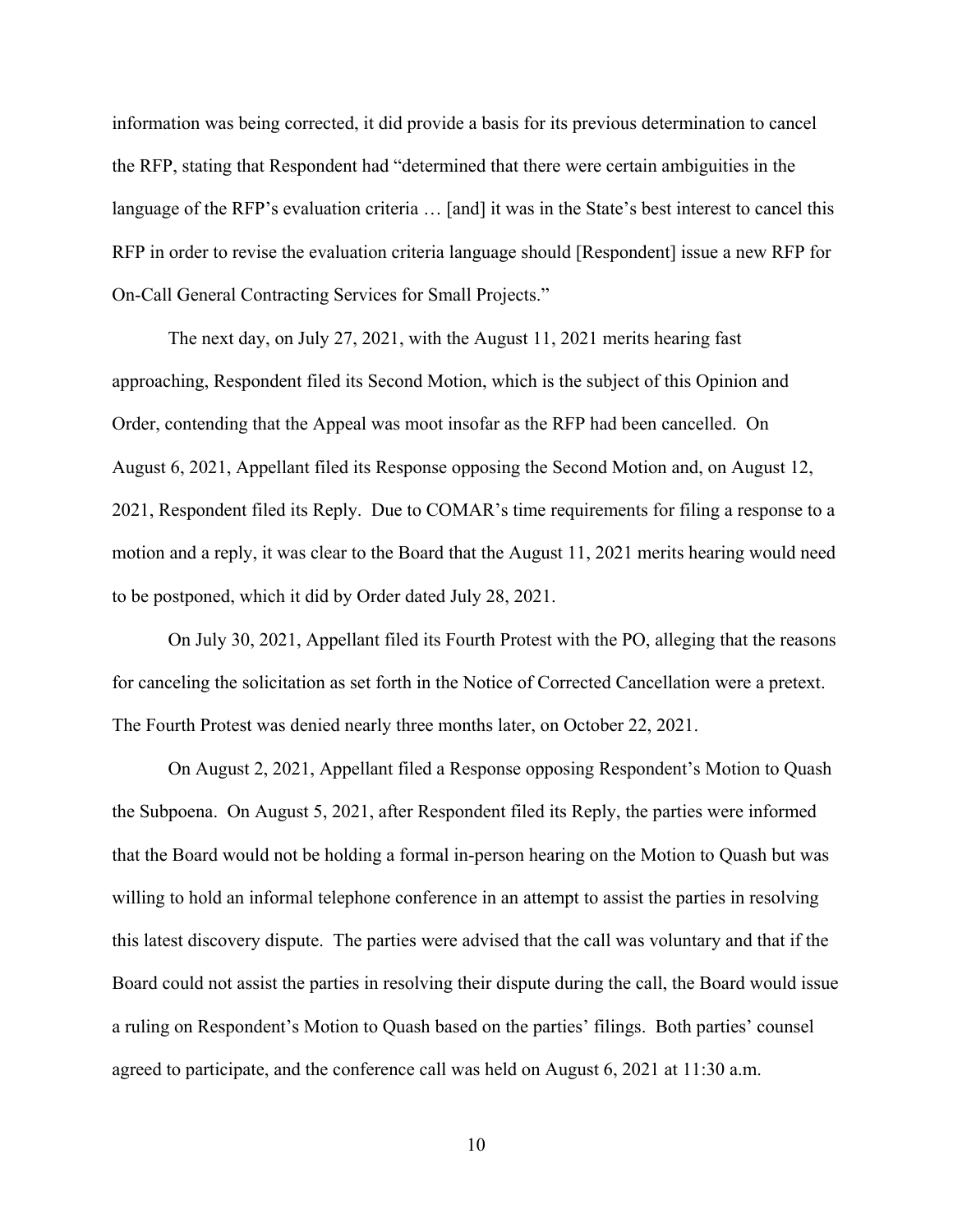information was being corrected, it did provide a basis for its previous determination to cancel the RFP, stating that Respondent had "determined that there were certain ambiguities in the language of the RFP's evaluation criteria … [and] it was in the State's best interest to cancel this RFP in order to revise the evaluation criteria language should [Respondent] issue a new RFP for On-Call General Contracting Services for Small Projects."

The next day, on July 27, 2021, with the August 11, 2021 merits hearing fast approaching, Respondent filed its Second Motion, which is the subject of this Opinion and Order, contending that the Appeal was moot insofar as the RFP had been cancelled. On August 6, 2021, Appellant filed its Response opposing the Second Motion and, on August 12, 2021, Respondent filed its Reply. Due to COMAR's time requirements for filing a response to a motion and a reply, it was clear to the Board that the August 11, 2021 merits hearing would need to be postponed, which it did by Order dated July 28, 2021.

On July 30, 2021, Appellant filed its Fourth Protest with the PO, alleging that the reasons for canceling the solicitation as set forth in the Notice of Corrected Cancellation were a pretext. The Fourth Protest was denied nearly three months later, on October 22, 2021.

On August 2, 2021, Appellant filed a Response opposing Respondent's Motion to Quash the Subpoena. On August 5, 2021, after Respondent filed its Reply, the parties were informed that the Board would not be holding a formal in-person hearing on the Motion to Quash but was willing to hold an informal telephone conference in an attempt to assist the parties in resolving this latest discovery dispute. The parties were advised that the call was voluntary and that if the Board could not assist the parties in resolving their dispute during the call, the Board would issue a ruling on Respondent's Motion to Quash based on the parties' filings. Both parties' counsel agreed to participate, and the conference call was held on August 6, 2021 at 11:30 a.m.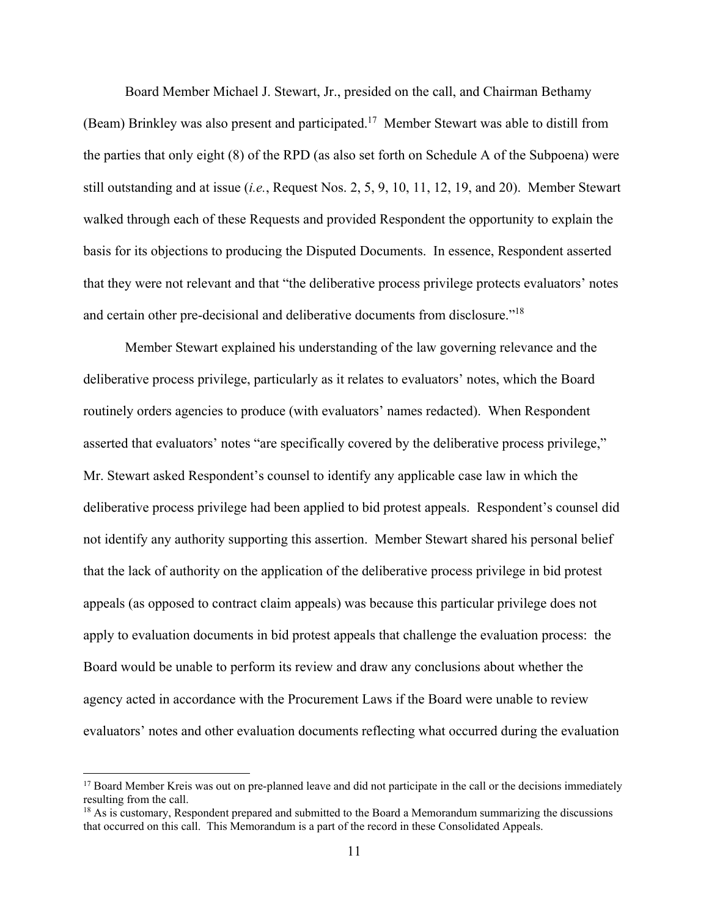Board Member Michael J. Stewart, Jr., presided on the call, and Chairman Bethamy (Beam) Brinkley was also present and participated.[17] Member Stewart was able to distill from the parties that only eight (8) of the RPD (as also set forth on Schedule A of the Subpoena) were still outstanding and at issue (*i.e.*, Request Nos. 2, 5, 9, 10, 11, 12, 19, and 20). Member Stewart walked through each of these Requests and provided Respondent the opportunity to explain the basis for its objections to producing the Disputed Documents. In essence, Respondent asserted that they were not relevant and that "the deliberative process privilege protects evaluators' notes and certain other pre-decisional and deliberative documents from disclosure."[18]

Member Stewart explained his understanding of the law governing relevance and the deliberative process privilege, particularly as it relates to evaluators' notes, which the Board routinely orders agencies to produce (with evaluators' names redacted). When Respondent asserted that evaluators' notes "are specifically covered by the deliberative process privilege," Mr. Stewart asked Respondent's counsel to identify any applicable case law in which the deliberative process privilege had been applied to bid protest appeals. Respondent's counsel did not identify any authority supporting this assertion. Member Stewart shared his personal belief that the lack of authority on the application of the deliberative process privilege in bid protest appeals (as opposed to contract claim appeals) was because this particular privilege does not apply to evaluation documents in bid protest appeals that challenge the evaluation process: the Board would be unable to perform its review and draw any conclusions about whether the agency acted in accordance with the Procurement Laws if the Board were unable to review evaluators' notes and other evaluation documents reflecting what occurred during the evaluation

---

[17] Board Member Kreis was out on pre-planned leave and did not participate in the call or the decisions immediately resulting from the call.

[18] As is customary, Respondent prepared and submitted to the Board a Memorandum summarizing the discussions that occurred on this call. This Memorandum is a part of the record in these Consolidated Appeals.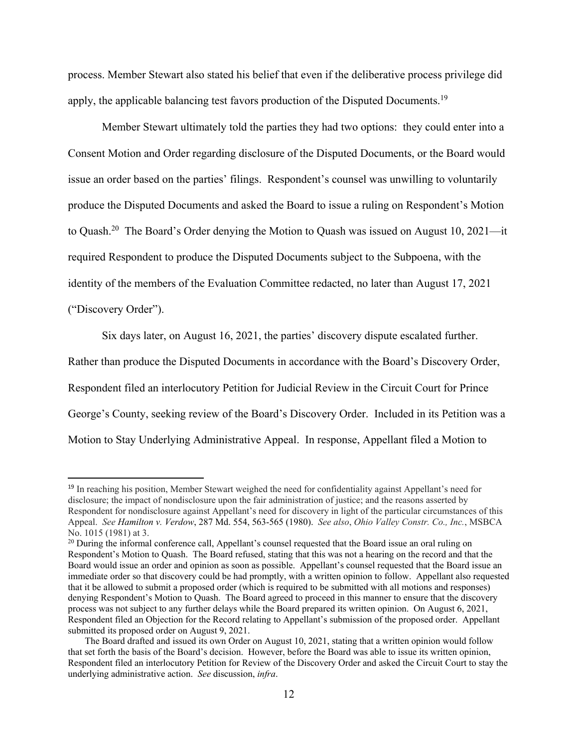process. Member Stewart also stated his belief that even if the deliberative process privilege did apply, the applicable balancing test favors production of the Disputed Documents.[19]

Member Stewart ultimately told the parties they had two options: they could enter into a Consent Motion and Order regarding disclosure of the Disputed Documents, or the Board would issue an order based on the parties' filings. Respondent's counsel was unwilling to voluntarily produce the Disputed Documents and asked the Board to issue a ruling on Respondent's Motion to Quash.[20] The Board's Order denying the Motion to Quash was issued on August 10, 2021—it required Respondent to produce the Disputed Documents subject to the Subpoena, with the identity of the members of the Evaluation Committee redacted, no later than August 17, 2021 ("Discovery Order").

Six days later, on August 16, 2021, the parties' discovery dispute escalated further. Rather than produce the Disputed Documents in accordance with the Board's Discovery Order, Respondent filed an interlocutory Petition for Judicial Review in the Circuit Court for Prince George's County, seeking review of the Board's Discovery Order. Included in its Petition was a Motion to Stay Underlying Administrative Appeal. In response, Appellant filed a Motion to

---

[19] In reaching his position, Member Stewart weighed the need for confidentiality against Appellant's need for disclosure; the impact of nondisclosure upon the fair administration of justice; and the reasons asserted by Respondent for nondisclosure against Appellant's need for discovery in light of the particular circumstances of this Appeal. *See Hamilton v. Verdow*, 287 Md. 554, 563-565 (1980). *See also*, *Ohio Valley Constr. Co., Inc.*, MSBCA No. 1015 (1981) at 3.

[20] During the informal conference call, Appellant's counsel requested that the Board issue an oral ruling on Respondent's Motion to Quash. The Board refused, stating that this was not a hearing on the record and that the Board would issue an order and opinion as soon as possible. Appellant's counsel requested that the Board issue an immediate order so that discovery could be had promptly, with a written opinion to follow. Appellant also requested that it be allowed to submit a proposed order (which is required to be submitted with all motions and responses) denying Respondent's Motion to Quash. The Board agreed to proceed in this manner to ensure that the discovery process was not subject to any further delays while the Board prepared its written opinion. On August 6, 2021, Respondent filed an Objection for the Record relating to Appellant's submission of the proposed order. Appellant submitted its proposed order on August 9, 2021.

The Board drafted and issued its own Order on August 10, 2021, stating that a written opinion would follow that set forth the basis of the Board's decision. However, before the Board was able to issue its written opinion, Respondent filed an interlocutory Petition for Review of the Discovery Order and asked the Circuit Court to stay the underlying administrative action. *See* discussion, *infra*.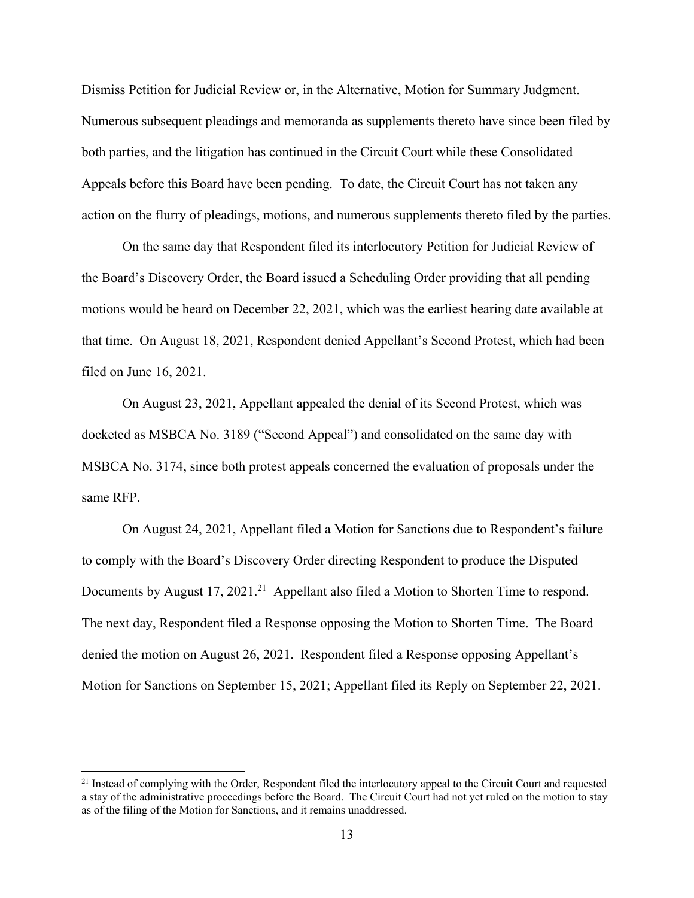Dismiss Petition for Judicial Review or, in the Alternative, Motion for Summary Judgment. Numerous subsequent pleadings and memoranda as supplements thereto have since been filed by both parties, and the litigation has continued in the Circuit Court while these Consolidated Appeals before this Board have been pending. To date, the Circuit Court has not taken any action on the flurry of pleadings, motions, and numerous supplements thereto filed by the parties.

On the same day that Respondent filed its interlocutory Petition for Judicial Review of the Board's Discovery Order, the Board issued a Scheduling Order providing that all pending motions would be heard on December 22, 2021, which was the earliest hearing date available at that time. On August 18, 2021, Respondent denied Appellant's Second Protest, which had been filed on June 16, 2021.

On August 23, 2021, Appellant appealed the denial of its Second Protest, which was docketed as MSBCA No. 3189 ("Second Appeal") and consolidated on the same day with MSBCA No. 3174, since both protest appeals concerned the evaluation of proposals under the same RFP.

On August 24, 2021, Appellant filed a Motion for Sanctions due to Respondent's failure to comply with the Board's Discovery Order directing Respondent to produce the Disputed Documents by August 17, 2021.[21] Appellant also filed a Motion to Shorten Time to respond. The next day, Respondent filed a Response opposing the Motion to Shorten Time. The Board denied the motion on August 26, 2021. Respondent filed a Response opposing Appellant's Motion for Sanctions on September 15, 2021; Appellant filed its Reply on September 22, 2021.

[21] Instead of complying with the Order, Respondent filed the interlocutory appeal to the Circuit Court and requested a stay of the administrative proceedings before the Board. The Circuit Court had not yet ruled on the motion to stay as of the filing of the Motion for Sanctions, and it remains unaddressed.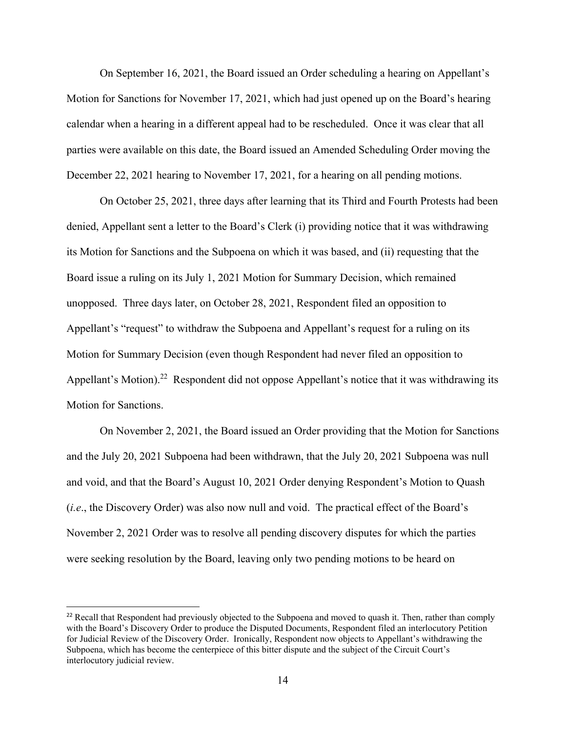On September 16, 2021, the Board issued an Order scheduling a hearing on Appellant's Motion for Sanctions for November 17, 2021, which had just opened up on the Board's hearing calendar when a hearing in a different appeal had to be rescheduled. Once it was clear that all parties were available on this date, the Board issued an Amended Scheduling Order moving the December 22, 2021 hearing to November 17, 2021, for a hearing on all pending motions.

On October 25, 2021, three days after learning that its Third and Fourth Protests had been denied, Appellant sent a letter to the Board's Clerk (i) providing notice that it was withdrawing its Motion for Sanctions and the Subpoena on which it was based, and (ii) requesting that the Board issue a ruling on its July 1, 2021 Motion for Summary Decision, which remained unopposed. Three days later, on October 28, 2021, Respondent filed an opposition to Appellant's "request" to withdraw the Subpoena and Appellant's request for a ruling on its Motion for Summary Decision (even though Respondent had never filed an opposition to Appellant's Motion).[22] Respondent did not oppose Appellant's notice that it was withdrawing its Motion for Sanctions.

On November 2, 2021, the Board issued an Order providing that the Motion for Sanctions and the July 20, 2021 Subpoena had been withdrawn, that the July 20, 2021 Subpoena was null and void, and that the Board's August 10, 2021 Order denying Respondent's Motion to Quash (*i.e*., the Discovery Order) was also now null and void. The practical effect of the Board's November 2, 2021 Order was to resolve all pending discovery disputes for which the parties were seeking resolution by the Board, leaving only two pending motions to be heard on

[22] Recall that Respondent had previously objected to the Subpoena and moved to quash it. Then, rather than comply with the Board's Discovery Order to produce the Disputed Documents, Respondent filed an interlocutory Petition for Judicial Review of the Discovery Order. Ironically, Respondent now objects to Appellant's withdrawing the Subpoena, which has become the centerpiece of this bitter dispute and the subject of the Circuit Court's interlocutory judicial review.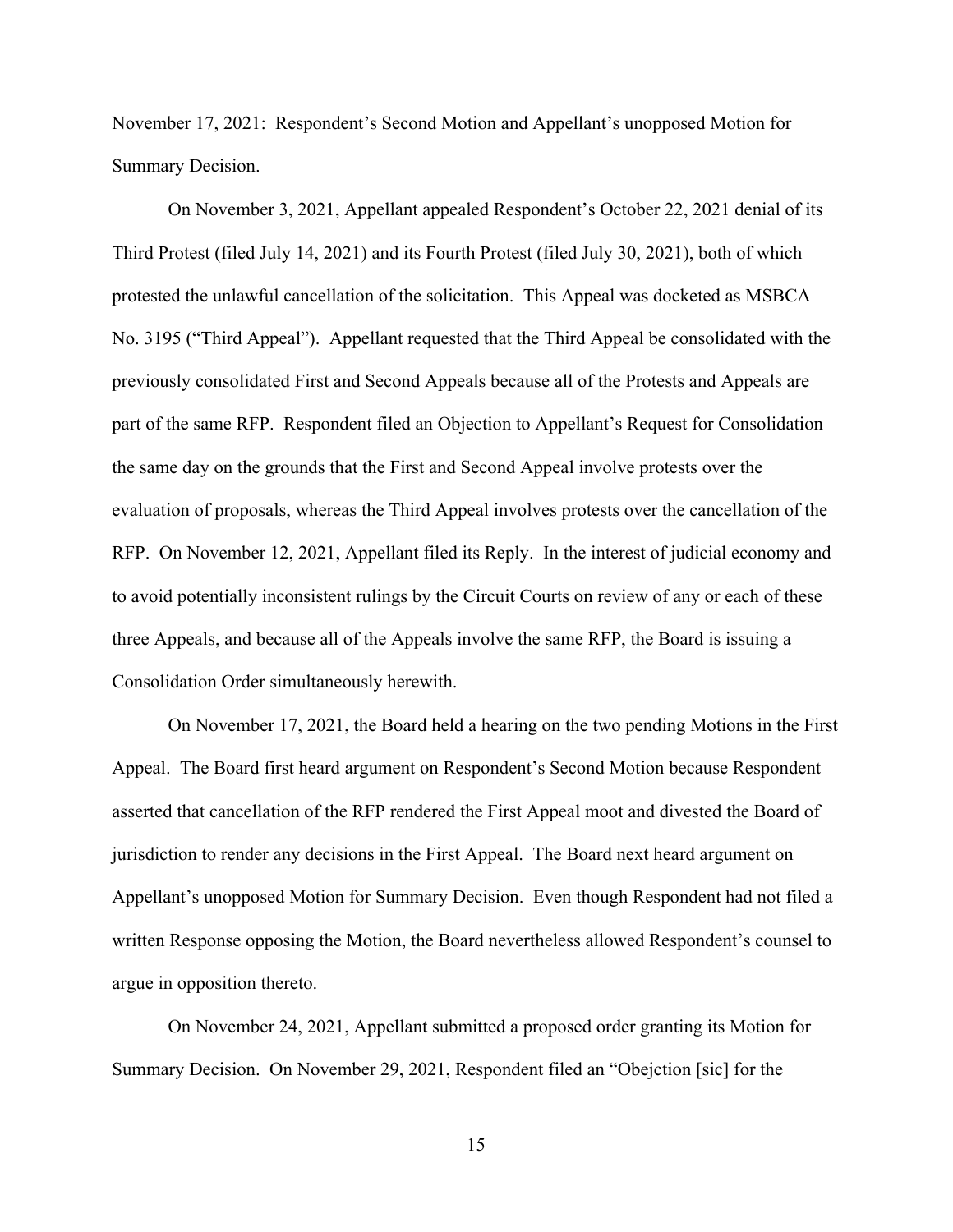November 17, 2021: Respondent's Second Motion and Appellant's unopposed Motion for Summary Decision.

On November 3, 2021, Appellant appealed Respondent's October 22, 2021 denial of its Third Protest (filed July 14, 2021) and its Fourth Protest (filed July 30, 2021), both of which protested the unlawful cancellation of the solicitation. This Appeal was docketed as MSBCA No. 3195 ("Third Appeal"). Appellant requested that the Third Appeal be consolidated with the previously consolidated First and Second Appeals because all of the Protests and Appeals are part of the same RFP. Respondent filed an Objection to Appellant's Request for Consolidation the same day on the grounds that the First and Second Appeal involve protests over the evaluation of proposals, whereas the Third Appeal involves protests over the cancellation of the RFP. On November 12, 2021, Appellant filed its Reply. In the interest of judicial economy and to avoid potentially inconsistent rulings by the Circuit Courts on review of any or each of these three Appeals, and because all of the Appeals involve the same RFP, the Board is issuing a Consolidation Order simultaneously herewith.

On November 17, 2021, the Board held a hearing on the two pending Motions in the First Appeal. The Board first heard argument on Respondent's Second Motion because Respondent asserted that cancellation of the RFP rendered the First Appeal moot and divested the Board of jurisdiction to render any decisions in the First Appeal. The Board next heard argument on Appellant's unopposed Motion for Summary Decision. Even though Respondent had not filed a written Response opposing the Motion, the Board nevertheless allowed Respondent's counsel to argue in opposition thereto.

On November 24, 2021, Appellant submitted a proposed order granting its Motion for Summary Decision. On November 29, 2021, Respondent filed an "Obejction [sic] for the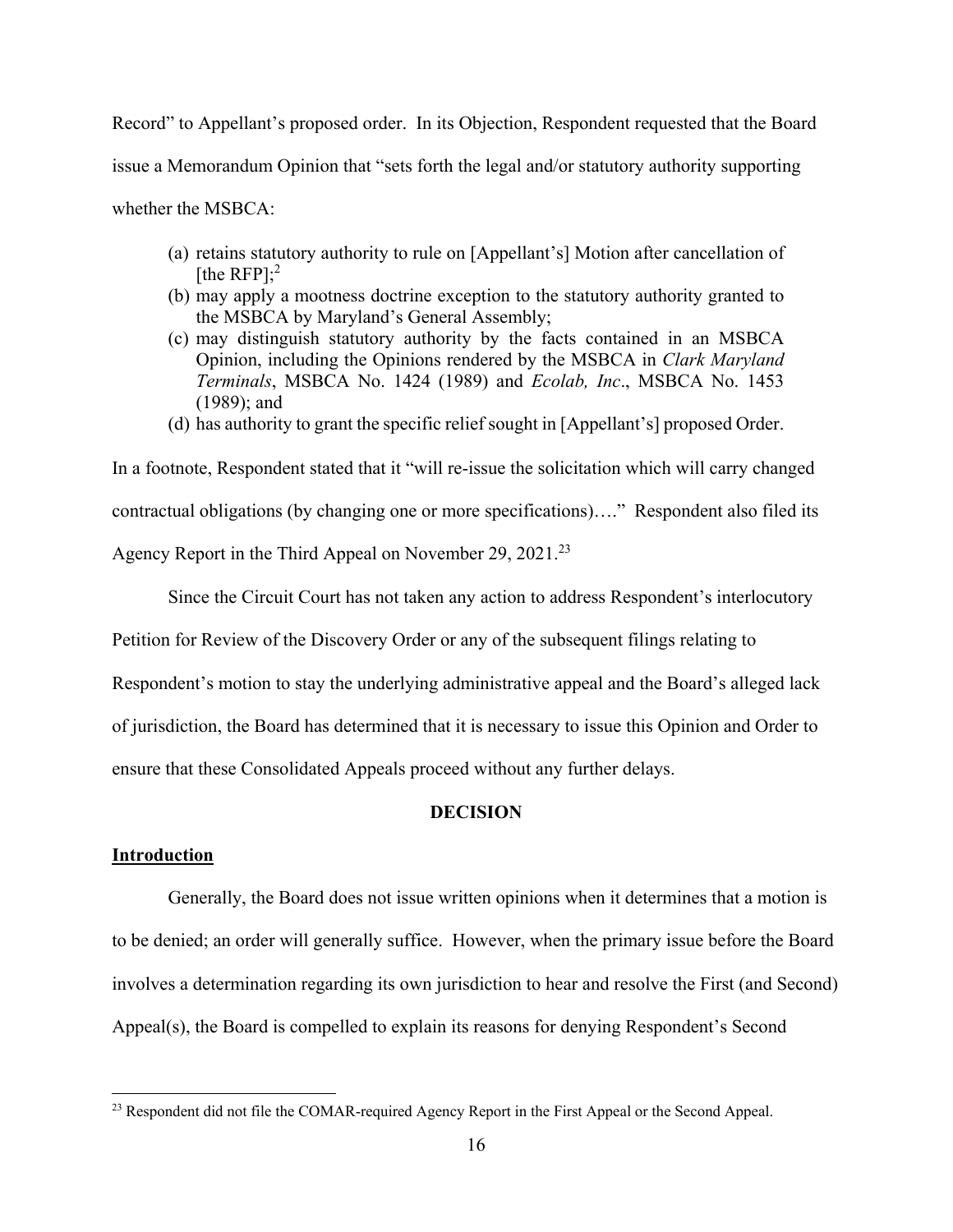Record" to Appellant's proposed order. In its Objection, Respondent requested that the Board issue a Memorandum Opinion that "sets forth the legal and/or statutory authority supporting whether the MSBCA:

(a) retains statutory authority to rule on [Appellant's] Motion after cancellation of [the RFP];[2]
(b) may apply a mootness doctrine exception to the statutory authority granted to the MSBCA by Maryland's General Assembly;
(c) may distinguish statutory authority by the facts contained in an MSBCA Opinion, including the Opinions rendered by the MSBCA in *Clark Maryland Terminals*, MSBCA No. 1424 (1989) and *Ecolab, Inc*., MSBCA No. 1453 (1989); and
(d) has authority to grant the specific relief sought in [Appellant's] proposed Order.

In a footnote, Respondent stated that it "will re-issue the solicitation which will carry changed contractual obligations (by changing one or more specifications)…." Respondent also filed its Agency Report in the Third Appeal on November 29, 2021.[23]

Since the Circuit Court has not taken any action to address Respondent's interlocutory Petition for Review of the Discovery Order or any of the subsequent filings relating to Respondent's motion to stay the underlying administrative appeal and the Board's alleged lack of jurisdiction, the Board has determined that it is necessary to issue this Opinion and Order to ensure that these Consolidated Appeals proceed without any further delays.

## DECISION

**Introduction**

Generally, the Board does not issue written opinions when it determines that a motion is to be denied; an order will generally suffice. However, when the primary issue before the Board involves a determination regarding its own jurisdiction to hear and resolve the First (and Second) Appeal(s), the Board is compelled to explain its reasons for denying Respondent's Second

[23] Respondent did not file the COMAR-required Agency Report in the First Appeal or the Second Appeal.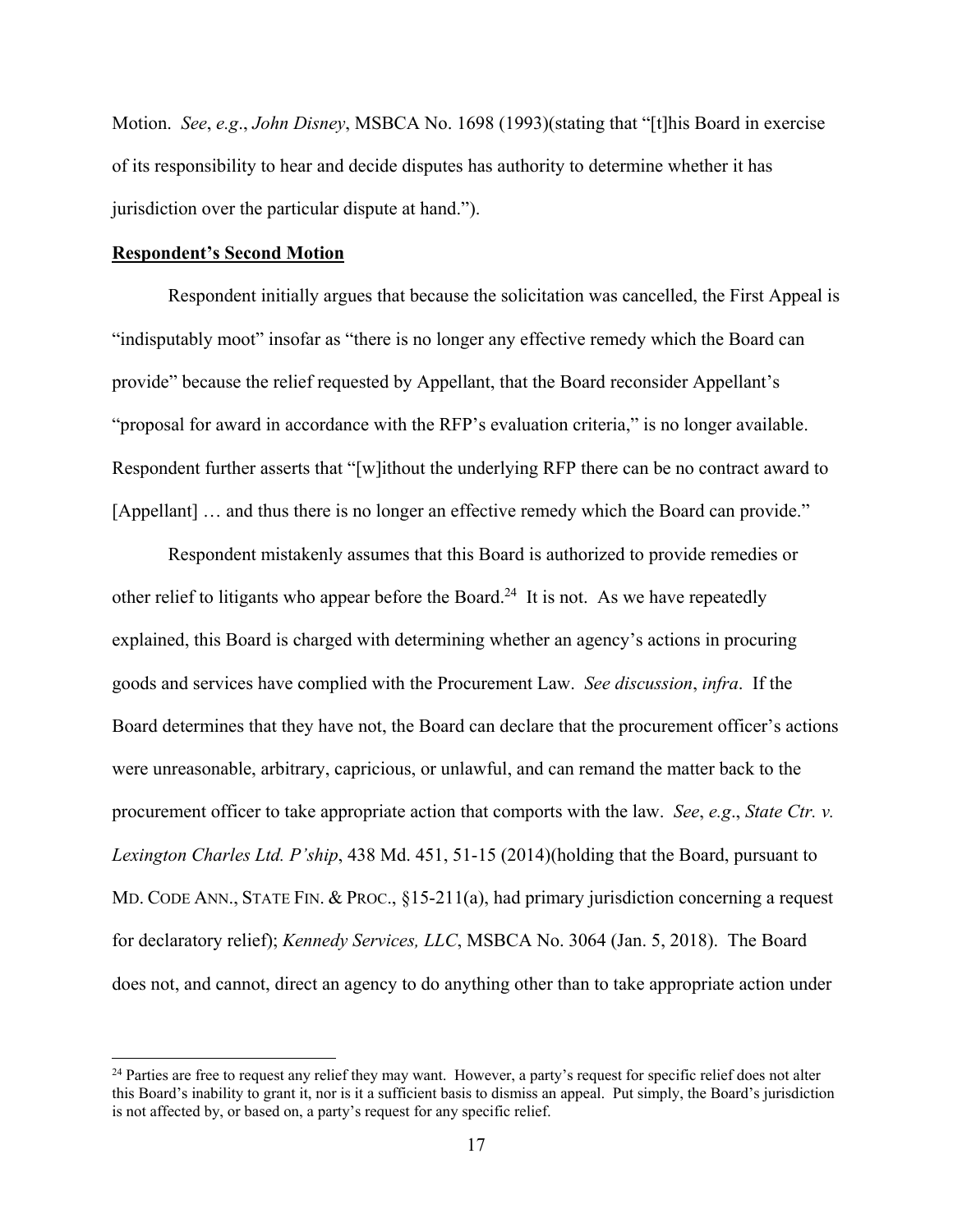Motion. *See*, *e.g*., *John Disney*, MSBCA No. 1698 (1993)(stating that "[t]his Board in exercise of its responsibility to hear and decide disputes has authority to determine whether it has jurisdiction over the particular dispute at hand.").

**Respondent's Second Motion**

Respondent initially argues that because the solicitation was cancelled, the First Appeal is "indisputably moot" insofar as "there is no longer any effective remedy which the Board can provide" because the relief requested by Appellant, that the Board reconsider Appellant's "proposal for award in accordance with the RFP's evaluation criteria," is no longer available. Respondent further asserts that "[w]ithout the underlying RFP there can be no contract award to [Appellant] … and thus there is no longer an effective remedy which the Board can provide."

Respondent mistakenly assumes that this Board is authorized to provide remedies or other relief to litigants who appear before the Board.[24] It is not. As we have repeatedly explained, this Board is charged with determining whether an agency's actions in procuring goods and services have complied with the Procurement Law. *See discussion*, *infra*. If the Board determines that they have not, the Board can declare that the procurement officer's actions were unreasonable, arbitrary, capricious, or unlawful, and can remand the matter back to the procurement officer to take appropriate action that comports with the law. *See*, *e.g*., *State Ctr. v. Lexington Charles Ltd. P'ship*, 438 Md. 451, 51-15 (2014)(holding that the Board, pursuant to MD. CODE ANN., STATE FIN. & PROC., §15-211(a), had primary jurisdiction concerning a request for declaratory relief); *Kennedy Services, LLC*, MSBCA No. 3064 (Jan. 5, 2018). The Board does not, and cannot, direct an agency to do anything other than to take appropriate action under

[24] Parties are free to request any relief they may want. However, a party's request for specific relief does not alter this Board's inability to grant it, nor is it a sufficient basis to dismiss an appeal. Put simply, the Board's jurisdiction is not affected by, or based on, a party's request for any specific relief.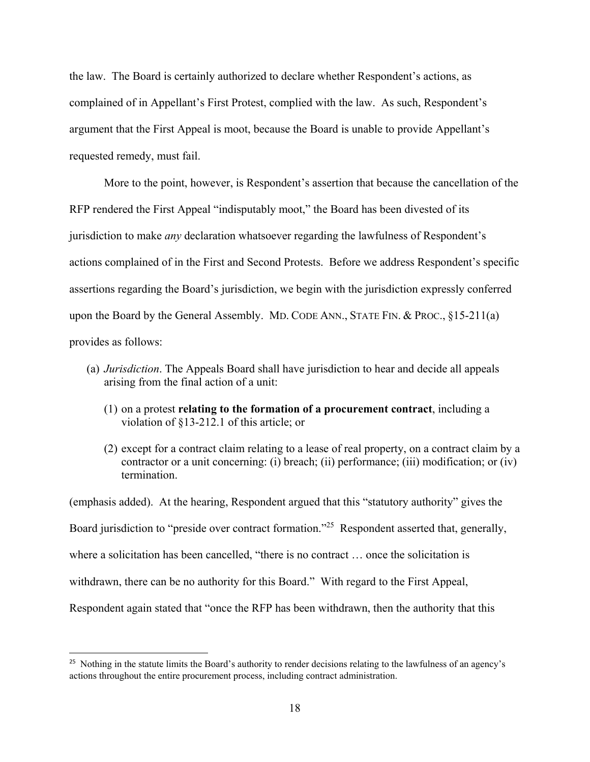the law. The Board is certainly authorized to declare whether Respondent's actions, as complained of in Appellant's First Protest, complied with the law. As such, Respondent's argument that the First Appeal is moot, because the Board is unable to provide Appellant's requested remedy, must fail.

More to the point, however, is Respondent's assertion that because the cancellation of the RFP rendered the First Appeal "indisputably moot," the Board has been divested of its jurisdiction to make *any* declaration whatsoever regarding the lawfulness of Respondent's actions complained of in the First and Second Protests. Before we address Respondent's specific assertions regarding the Board's jurisdiction, we begin with the jurisdiction expressly conferred upon the Board by the General Assembly. MD. CODE ANN., STATE FIN. & PROC., §15-211(a) provides as follows:

> (a) *Jurisdiction*. The Appeals Board shall have jurisdiction to hear and decide all appeals arising from the final action of a unit:
>
> (1) on a protest **relating to the formation of a procurement contract**, including a violation of §13-212.1 of this article; or
>
> (2) except for a contract claim relating to a lease of real property, on a contract claim by a contractor or a unit concerning: (i) breach; (ii) performance; (iii) modification; or (iv) termination.

(emphasis added). At the hearing, Respondent argued that this "statutory authority" gives the Board jurisdiction to "preside over contract formation."[25] Respondent asserted that, generally, where a solicitation has been cancelled, "there is no contract … once the solicitation is withdrawn, there can be no authority for this Board." With regard to the First Appeal, Respondent again stated that "once the RFP has been withdrawn, then the authority that this

---

[25] Nothing in the statute limits the Board's authority to render decisions relating to the lawfulness of an agency's actions throughout the entire procurement process, including contract administration.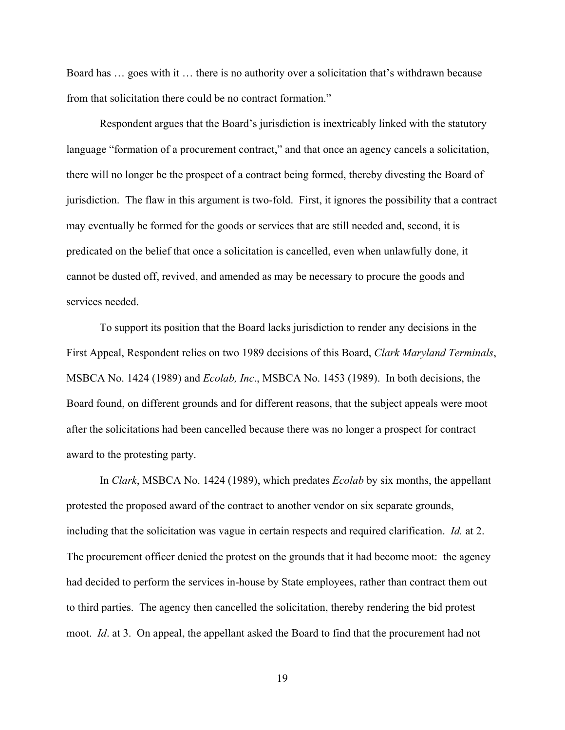Board has … goes with it … there is no authority over a solicitation that's withdrawn because from that solicitation there could be no contract formation."

Respondent argues that the Board's jurisdiction is inextricably linked with the statutory language "formation of a procurement contract," and that once an agency cancels a solicitation, there will no longer be the prospect of a contract being formed, thereby divesting the Board of jurisdiction. The flaw in this argument is two-fold. First, it ignores the possibility that a contract may eventually be formed for the goods or services that are still needed and, second, it is predicated on the belief that once a solicitation is cancelled, even when unlawfully done, it cannot be dusted off, revived, and amended as may be necessary to procure the goods and services needed.

To support its position that the Board lacks jurisdiction to render any decisions in the First Appeal, Respondent relies on two 1989 decisions of this Board, *Clark Maryland Terminals*, MSBCA No. 1424 (1989) and *Ecolab, Inc*., MSBCA No. 1453 (1989). In both decisions, the Board found, on different grounds and for different reasons, that the subject appeals were moot after the solicitations had been cancelled because there was no longer a prospect for contract award to the protesting party.

In *Clark*, MSBCA No. 1424 (1989), which predates *Ecolab* by six months, the appellant protested the proposed award of the contract to another vendor on six separate grounds, including that the solicitation was vague in certain respects and required clarification. *Id.* at 2. The procurement officer denied the protest on the grounds that it had become moot: the agency had decided to perform the services in-house by State employees, rather than contract them out to third parties. The agency then cancelled the solicitation, thereby rendering the bid protest moot. *Id*. at 3. On appeal, the appellant asked the Board to find that the procurement had not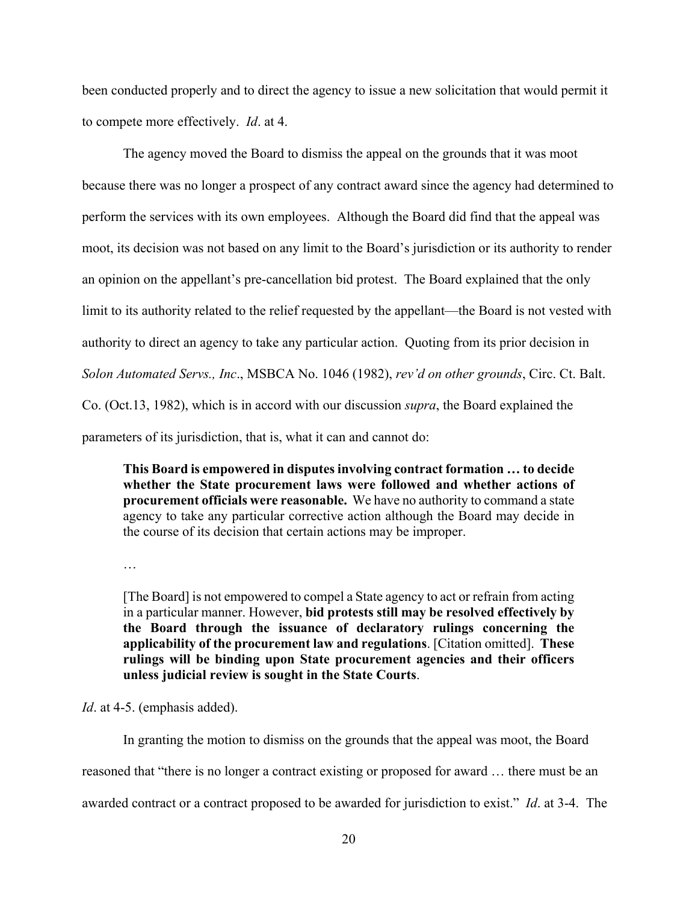been conducted properly and to direct the agency to issue a new solicitation that would permit it to compete more effectively. *Id*. at 4.

The agency moved the Board to dismiss the appeal on the grounds that it was moot because there was no longer a prospect of any contract award since the agency had determined to perform the services with its own employees. Although the Board did find that the appeal was moot, its decision was not based on any limit to the Board's jurisdiction or its authority to render an opinion on the appellant's pre-cancellation bid protest. The Board explained that the only limit to its authority related to the relief requested by the appellant—the Board is not vested with authority to direct an agency to take any particular action. Quoting from its prior decision in *Solon Automated Servs., Inc*., MSBCA No. 1046 (1982), *rev'd on other grounds*, Circ. Ct. Balt. Co. (Oct.13, 1982), which is in accord with our discussion *supra*, the Board explained the parameters of its jurisdiction, that is, what it can and cannot do:

> **This Board is empowered in disputes involving contract formation … to decide whether the State procurement laws were followed and whether actions of procurement officials were reasonable.** We have no authority to command a state agency to take any particular corrective action although the Board may decide in the course of its decision that certain actions may be improper.
>
> …
>
> [The Board] is not empowered to compel a State agency to act or refrain from acting in a particular manner. However, **bid protests still may be resolved effectively by the Board through the issuance of declaratory rulings concerning the applicability of the procurement law and regulations**. [Citation omitted]. **These rulings will be binding upon State procurement agencies and their officers unless judicial review is sought in the State Courts**.

*Id*. at 4-5. (emphasis added).

In granting the motion to dismiss on the grounds that the appeal was moot, the Board reasoned that "there is no longer a contract existing or proposed for award … there must be an awarded contract or a contract proposed to be awarded for jurisdiction to exist." *Id*. at 3-4. The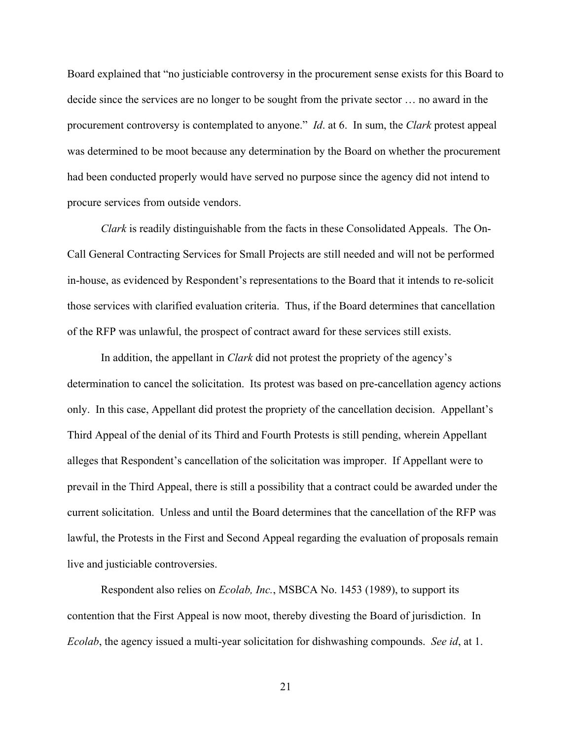Board explained that "no justiciable controversy in the procurement sense exists for this Board to decide since the services are no longer to be sought from the private sector … no award in the procurement controversy is contemplated to anyone." *Id*. at 6. In sum, the *Clark* protest appeal was determined to be moot because any determination by the Board on whether the procurement had been conducted properly would have served no purpose since the agency did not intend to procure services from outside vendors.

*Clark* is readily distinguishable from the facts in these Consolidated Appeals. The On-Call General Contracting Services for Small Projects are still needed and will not be performed in-house, as evidenced by Respondent's representations to the Board that it intends to re-solicit those services with clarified evaluation criteria. Thus, if the Board determines that cancellation of the RFP was unlawful, the prospect of contract award for these services still exists.

In addition, the appellant in *Clark* did not protest the propriety of the agency's determination to cancel the solicitation. Its protest was based on pre-cancellation agency actions only. In this case, Appellant did protest the propriety of the cancellation decision. Appellant's Third Appeal of the denial of its Third and Fourth Protests is still pending, wherein Appellant alleges that Respondent's cancellation of the solicitation was improper. If Appellant were to prevail in the Third Appeal, there is still a possibility that a contract could be awarded under the current solicitation. Unless and until the Board determines that the cancellation of the RFP was lawful, the Protests in the First and Second Appeal regarding the evaluation of proposals remain live and justiciable controversies.

Respondent also relies on *Ecolab, Inc.*, MSBCA No. 1453 (1989), to support its contention that the First Appeal is now moot, thereby divesting the Board of jurisdiction. In *Ecolab*, the agency issued a multi-year solicitation for dishwashing compounds. *See id*, at 1.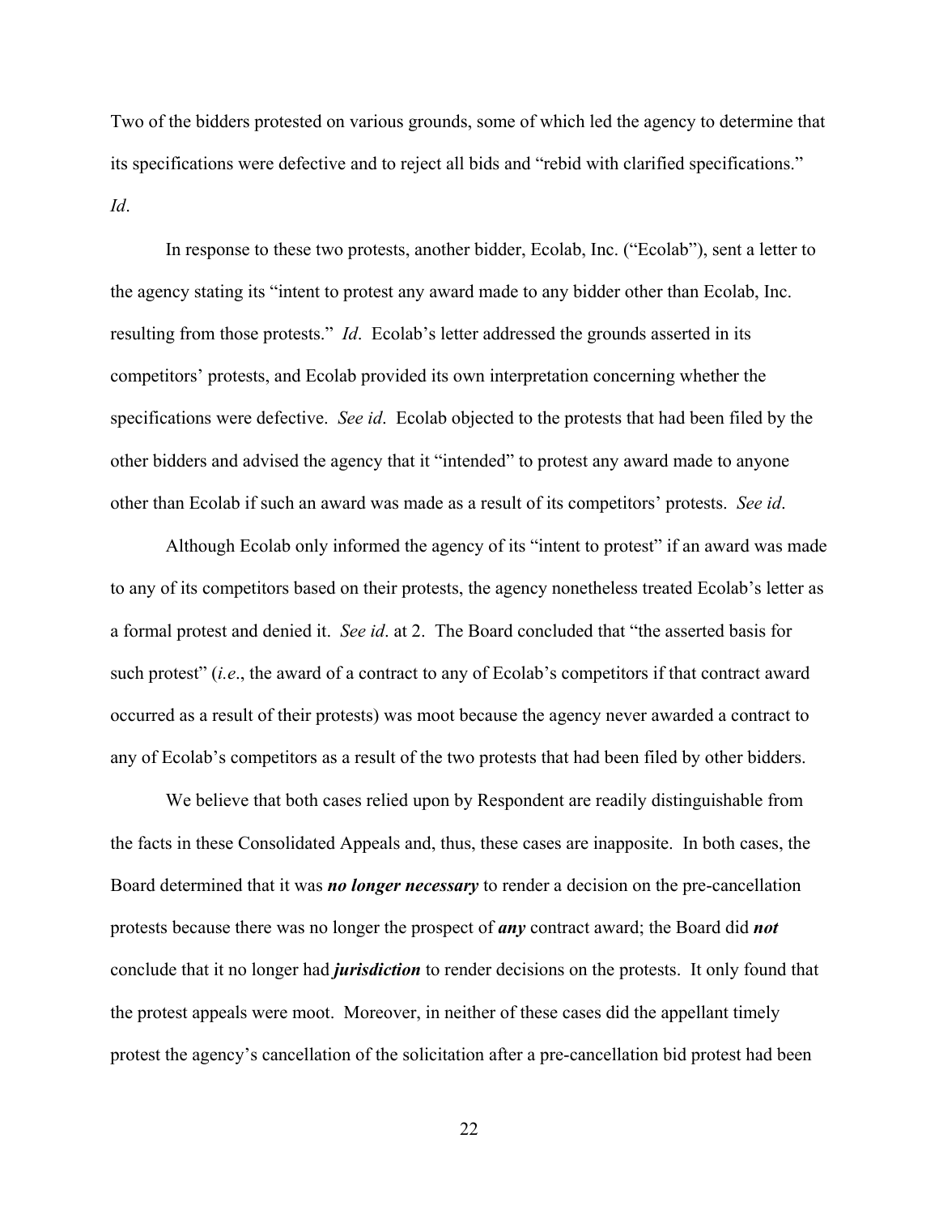Two of the bidders protested on various grounds, some of which led the agency to determine that its specifications were defective and to reject all bids and "rebid with clarified specifications." *Id*.

In response to these two protests, another bidder, Ecolab, Inc. ("Ecolab"), sent a letter to the agency stating its "intent to protest any award made to any bidder other than Ecolab, Inc. resulting from those protests." *Id*. Ecolab's letter addressed the grounds asserted in its competitors' protests, and Ecolab provided its own interpretation concerning whether the specifications were defective. *See id*. Ecolab objected to the protests that had been filed by the other bidders and advised the agency that it "intended" to protest any award made to anyone other than Ecolab if such an award was made as a result of its competitors' protests. *See id*.

Although Ecolab only informed the agency of its "intent to protest" if an award was made to any of its competitors based on their protests, the agency nonetheless treated Ecolab's letter as a formal protest and denied it. *See id*. at 2. The Board concluded that "the asserted basis for such protest" (*i.e*., the award of a contract to any of Ecolab's competitors if that contract award occurred as a result of their protests) was moot because the agency never awarded a contract to any of Ecolab's competitors as a result of the two protests that had been filed by other bidders.

We believe that both cases relied upon by Respondent are readily distinguishable from the facts in these Consolidated Appeals and, thus, these cases are inapposite. In both cases, the Board determined that it was ***no longer necessary*** to render a decision on the pre-cancellation protests because there was no longer the prospect of ***any*** contract award; the Board did ***not*** conclude that it no longer had ***jurisdiction*** to render decisions on the protests. It only found that the protest appeals were moot. Moreover, in neither of these cases did the appellant timely protest the agency's cancellation of the solicitation after a pre-cancellation bid protest had been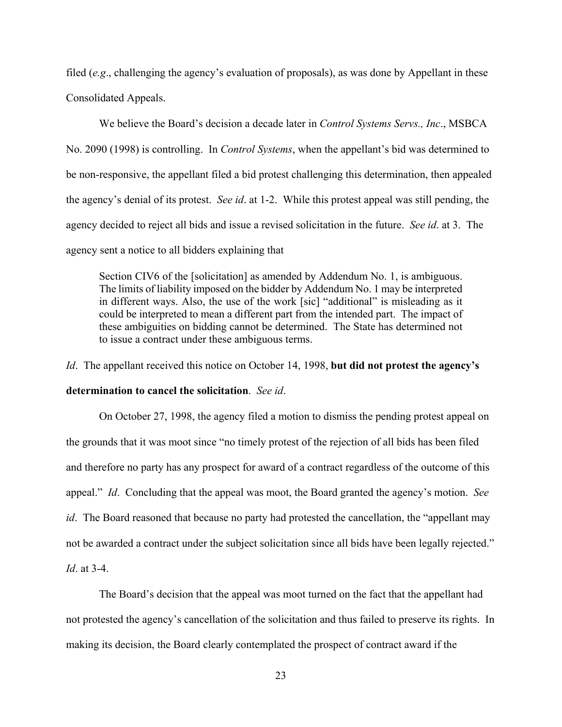filed (*e.g*., challenging the agency's evaluation of proposals), as was done by Appellant in these Consolidated Appeals.

We believe the Board's decision a decade later in *Control Systems Servs., Inc*., MSBCA No. 2090 (1998) is controlling. In *Control Systems*, when the appellant's bid was determined to be non-responsive, the appellant filed a bid protest challenging this determination, then appealed the agency's denial of its protest. *See id*. at 1-2. While this protest appeal was still pending, the agency decided to reject all bids and issue a revised solicitation in the future. *See id*. at 3. The agency sent a notice to all bidders explaining that

> Section CIV6 of the [solicitation] as amended by Addendum No. 1, is ambiguous. The limits of liability imposed on the bidder by Addendum No. 1 may be interpreted in different ways. Also, the use of the work [sic] "additional" is misleading as it could be interpreted to mean a different part from the intended part. The impact of these ambiguities on bidding cannot be determined. The State has determined not to issue a contract under these ambiguous terms.

*Id*. The appellant received this notice on October 14, 1998, **but did not protest the agency's determination to cancel the solicitation**. *See id*.

On October 27, 1998, the agency filed a motion to dismiss the pending protest appeal on the grounds that it was moot since "no timely protest of the rejection of all bids has been filed and therefore no party has any prospect for award of a contract regardless of the outcome of this appeal." *Id*. Concluding that the appeal was moot, the Board granted the agency's motion. *See id*. The Board reasoned that because no party had protested the cancellation, the "appellant may not be awarded a contract under the subject solicitation since all bids have been legally rejected." *Id*. at 3-4.

The Board's decision that the appeal was moot turned on the fact that the appellant had not protested the agency's cancellation of the solicitation and thus failed to preserve its rights. In making its decision, the Board clearly contemplated the prospect of contract award if the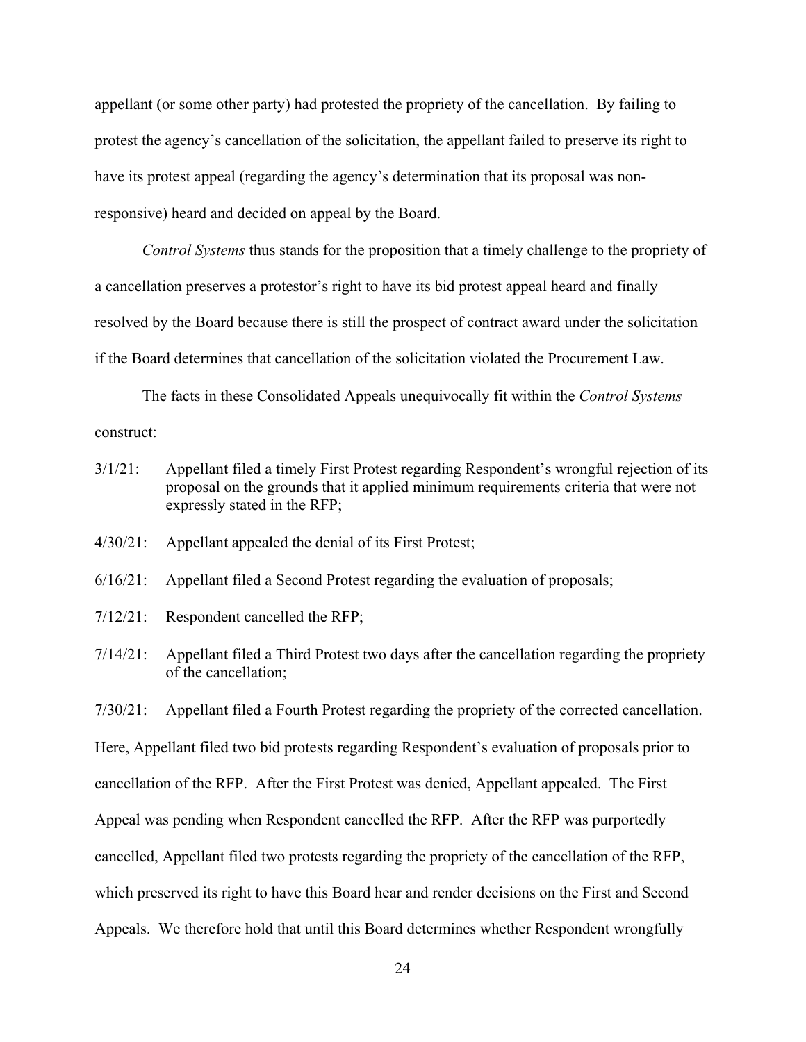appellant (or some other party) had protested the propriety of the cancellation. By failing to protest the agency's cancellation of the solicitation, the appellant failed to preserve its right to have its protest appeal (regarding the agency's determination that its proposal was non-responsive) heard and decided on appeal by the Board.

*Control Systems* thus stands for the proposition that a timely challenge to the propriety of a cancellation preserves a protestor's right to have its bid protest appeal heard and finally resolved by the Board because there is still the prospect of contract award under the solicitation if the Board determines that cancellation of the solicitation violated the Procurement Law.

The facts in these Consolidated Appeals unequivocally fit within the *Control Systems* construct:

3/1/21: Appellant filed a timely First Protest regarding Respondent's wrongful rejection of its proposal on the grounds that it applied minimum requirements criteria that were not expressly stated in the RFP;

4/30/21: Appellant appealed the denial of its First Protest;

6/16/21: Appellant filed a Second Protest regarding the evaluation of proposals;

7/12/21: Respondent cancelled the RFP;

7/14/21: Appellant filed a Third Protest two days after the cancellation regarding the propriety of the cancellation;

7/30/21: Appellant filed a Fourth Protest regarding the propriety of the corrected cancellation.

Here, Appellant filed two bid protests regarding Respondent's evaluation of proposals prior to cancellation of the RFP. After the First Protest was denied, Appellant appealed. The First Appeal was pending when Respondent cancelled the RFP. After the RFP was purportedly cancelled, Appellant filed two protests regarding the propriety of the cancellation of the RFP, which preserved its right to have this Board hear and render decisions on the First and Second Appeals. We therefore hold that until this Board determines whether Respondent wrongfully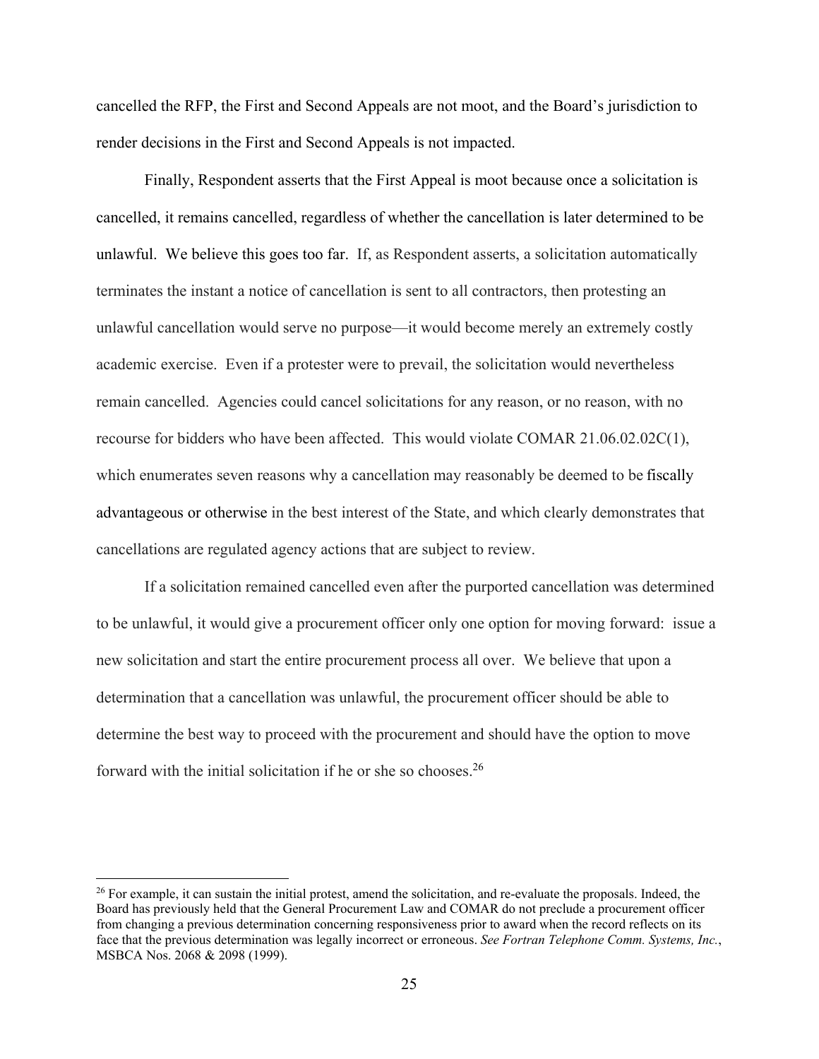cancelled the RFP, the First and Second Appeals are not moot, and the Board's jurisdiction to render decisions in the First and Second Appeals is not impacted.

Finally, Respondent asserts that the First Appeal is moot because once a solicitation is cancelled, it remains cancelled, regardless of whether the cancellation is later determined to be unlawful. We believe this goes too far. If, as Respondent asserts, a solicitation automatically terminates the instant a notice of cancellation is sent to all contractors, then protesting an unlawful cancellation would serve no purpose—it would become merely an extremely costly academic exercise. Even if a protester were to prevail, the solicitation would nevertheless remain cancelled. Agencies could cancel solicitations for any reason, or no reason, with no recourse for bidders who have been affected. This would violate COMAR 21.06.02.02C(1), which enumerates seven reasons why a cancellation may reasonably be deemed to be fiscally advantageous or otherwise in the best interest of the State, and which clearly demonstrates that cancellations are regulated agency actions that are subject to review.

If a solicitation remained cancelled even after the purported cancellation was determined to be unlawful, it would give a procurement officer only one option for moving forward: issue a new solicitation and start the entire procurement process all over. We believe that upon a determination that a cancellation was unlawful, the procurement officer should be able to determine the best way to proceed with the procurement and should have the option to move forward with the initial solicitation if he or she so chooses.[26]

---

[26] For example, it can sustain the initial protest, amend the solicitation, and re-evaluate the proposals. Indeed, the Board has previously held that the General Procurement Law and COMAR do not preclude a procurement officer from changing a previous determination concerning responsiveness prior to award when the record reflects on its face that the previous determination was legally incorrect or erroneous. *See Fortran Telephone Comm. Systems, Inc.*, MSBCA Nos. 2068 & 2098 (1999).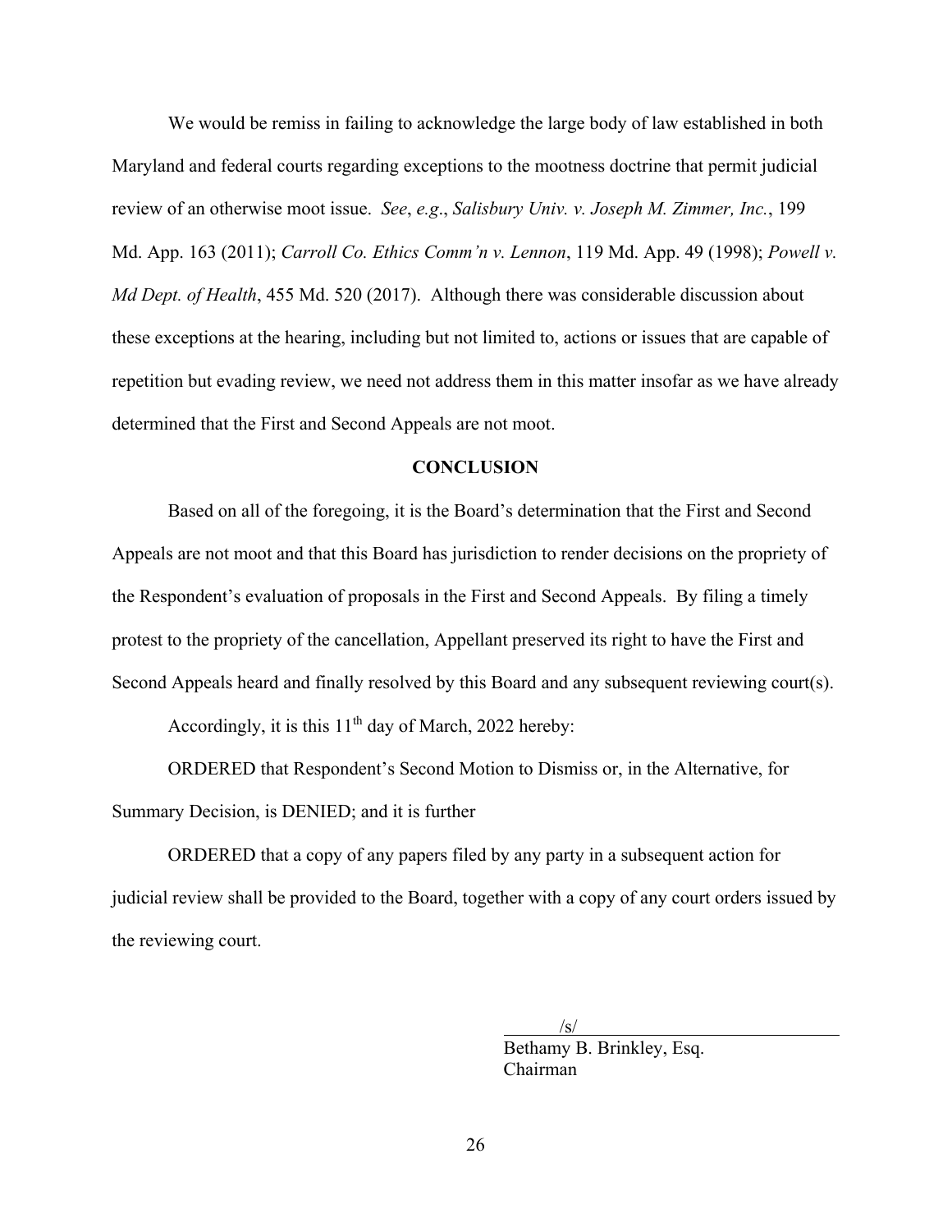We would be remiss in failing to acknowledge the large body of law established in both Maryland and federal courts regarding exceptions to the mootness doctrine that permit judicial review of an otherwise moot issue. *See*, *e.g*., *Salisbury Univ. v. Joseph M. Zimmer, Inc.*, 199 Md. App. 163 (2011); *Carroll Co. Ethics Comm'n v. Lennon*, 119 Md. App. 49 (1998); *Powell v. Md Dept. of Health*, 455 Md. 520 (2017). Although there was considerable discussion about these exceptions at the hearing, including but not limited to, actions or issues that are capable of repetition but evading review, we need not address them in this matter insofar as we have already determined that the First and Second Appeals are not moot.

## CONCLUSION

Based on all of the foregoing, it is the Board's determination that the First and Second Appeals are not moot and that this Board has jurisdiction to render decisions on the propriety of the Respondent's evaluation of proposals in the First and Second Appeals. By filing a timely protest to the propriety of the cancellation, Appellant preserved its right to have the First and Second Appeals heard and finally resolved by this Board and any subsequent reviewing court(s).

Accordingly, it is this 11th day of March, 2022 hereby:

ORDERED that Respondent's Second Motion to Dismiss or, in the Alternative, for Summary Decision, is DENIED; and it is further

ORDERED that a copy of any papers filed by any party in a subsequent action for judicial review shall be provided to the Board, together with a copy of any court orders issued by the reviewing court.

/s/
Bethamy B. Brinkley, Esq.
Chairman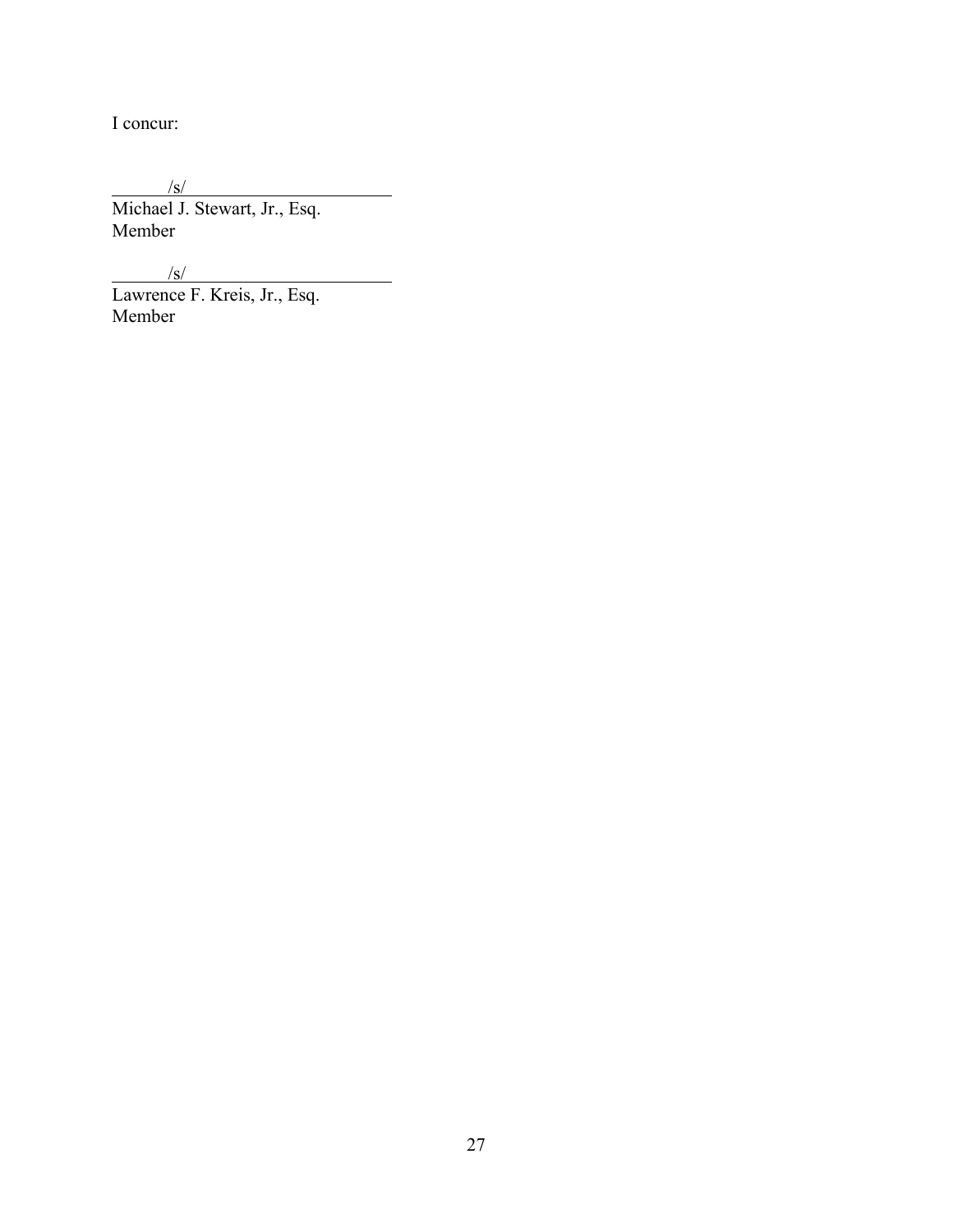I concur:

/s/

Michael J. Stewart, Jr., Esq.
Member

/s/

Lawrence F. Kreis, Jr., Esq.
Member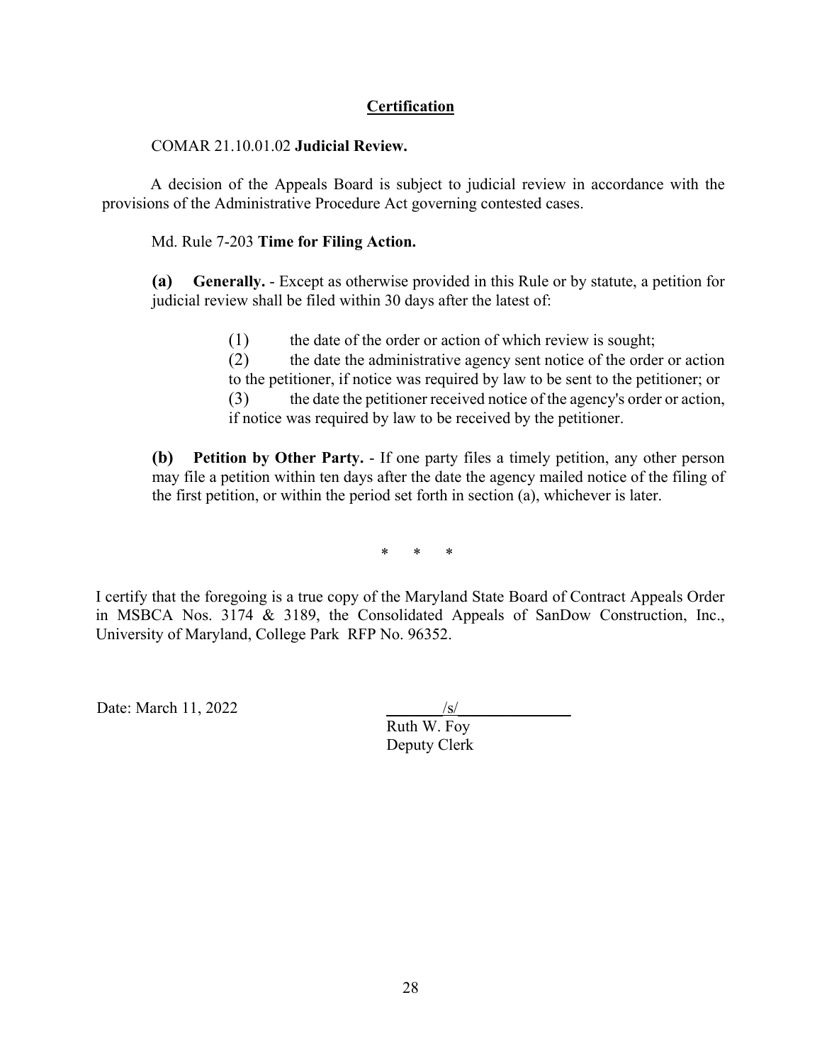## Certification

COMAR 21.10.01.02 **Judicial Review.**

A decision of the Appeals Board is subject to judicial review in accordance with the provisions of the Administrative Procedure Act governing contested cases.

Md. Rule 7-203 **Time for Filing Action.**

**(a) Generally.** - Except as otherwise provided in this Rule or by statute, a petition for judicial review shall be filed within 30 days after the latest of:

(1) the date of the order or action of which review is sought;
(2) the date the administrative agency sent notice of the order or action to the petitioner, if notice was required by law to be sent to the petitioner; or
(3) the date the petitioner received notice of the agency's order or action, if notice was required by law to be received by the petitioner.

**(b) Petition by Other Party.** - If one party files a timely petition, any other person may file a petition within ten days after the date the agency mailed notice of the filing of the first petition, or within the period set forth in section (a), whichever is later.

\* \* \*

I certify that the foregoing is a true copy of the Maryland State Board of Contract Appeals Order in MSBCA Nos. 3174 & 3189, the Consolidated Appeals of SanDow Construction, Inc., University of Maryland, College Park RFP No. 96352.

Date: March 11, 2022

/s/
Ruth W. Foy
Deputy Clerk